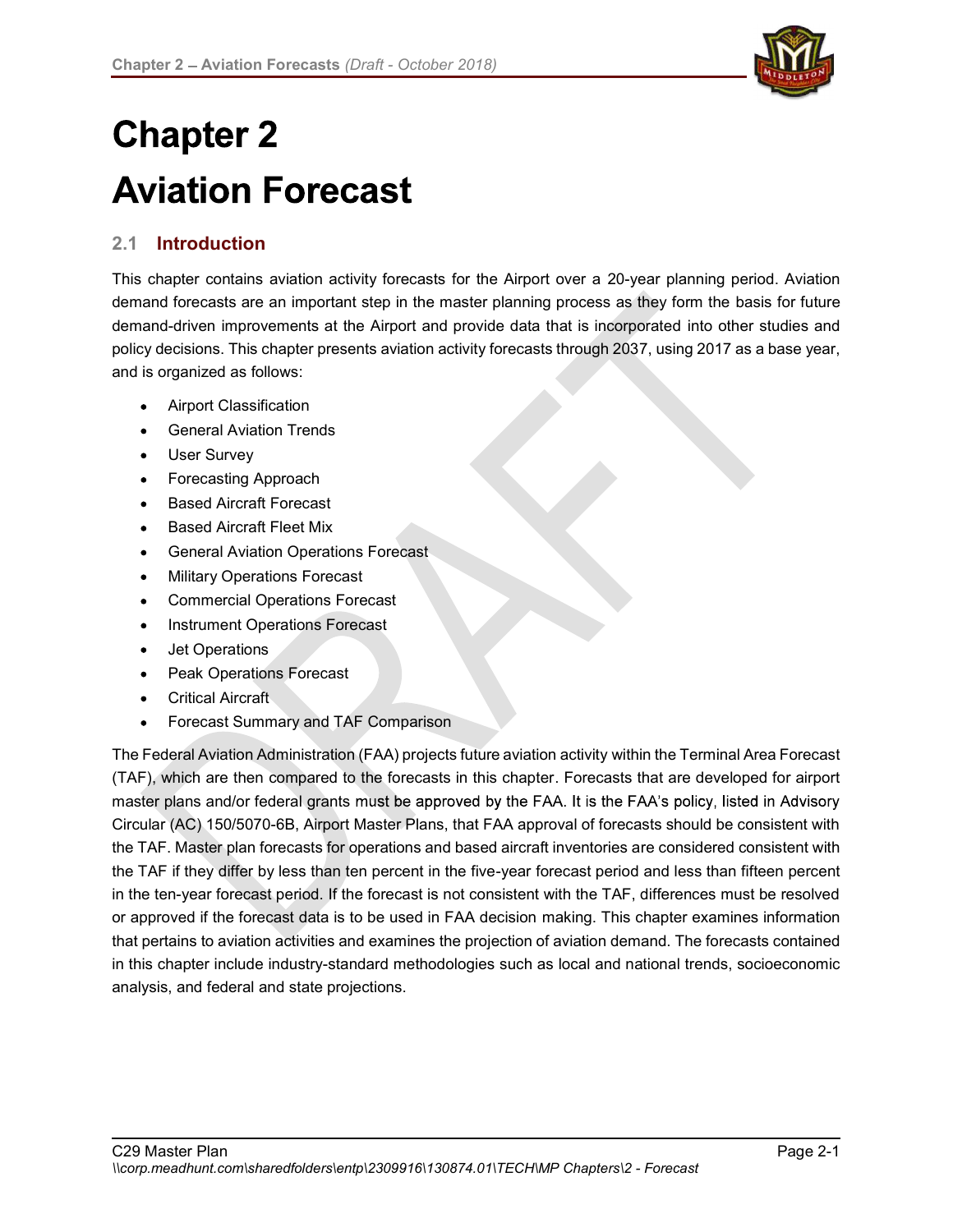# Chapter 2

# Aviation Forecast

## 2.1 Introduction

This chapter contains aviation activity forecasts for the Airport over a 20-year planning period. Aviation demand forecasts are an important step in the master planning process as they form the basis for future demand-driven improvements at the Airport and provide data that is incorporated into other studies and policy decisions. This chapter presents aviation activity forecasts through 2037, using 2017 as a base year, and is organized as follows:

- Airport Classification
- General Aviation Trends
- User Survey
- Forecasting Approach
- Based Aircraft Forecast
- Based Aircraft Fleet Mix
- General Aviation Operations Forecast
- Military Operations Forecast
- Commercial Operations Forecast
- Instrument Operations Forecast
- Jet Operations
- Peak Operations Forecast
- Critical Aircraft
- Forecast Summary and TAF Comparison

The Federal Aviation Administration (FAA) projects future aviation activity within the Terminal Area Forecast (TAF), which are then compared to the forecasts in this chapter. Forecasts that are developed for airport master plans and/or federal grants must be approved by the FAA. It is the FAA's policy, listed in Advisory Circular (AC) 150/5070-6B, Airport Master Plans, that FAA approval of forecasts should be consistent with the TAF. Master plan forecasts for operations and based aircraft inventories are considered consistent with the TAF if they differ by less than ten percent in the five-year forecast period and less than fifteen percent in the ten-year forecast period. If the forecast is not consistent with the TAF, differences must be resolved or approved if the forecast data is to be used in FAA decision making. This chapter examines information that pertains to aviation activities and examines the projection of aviation demand. The forecasts contained in this chapter include industry-standard methodologies such as local and national trends, socioeconomic analysis, and federal and state projections.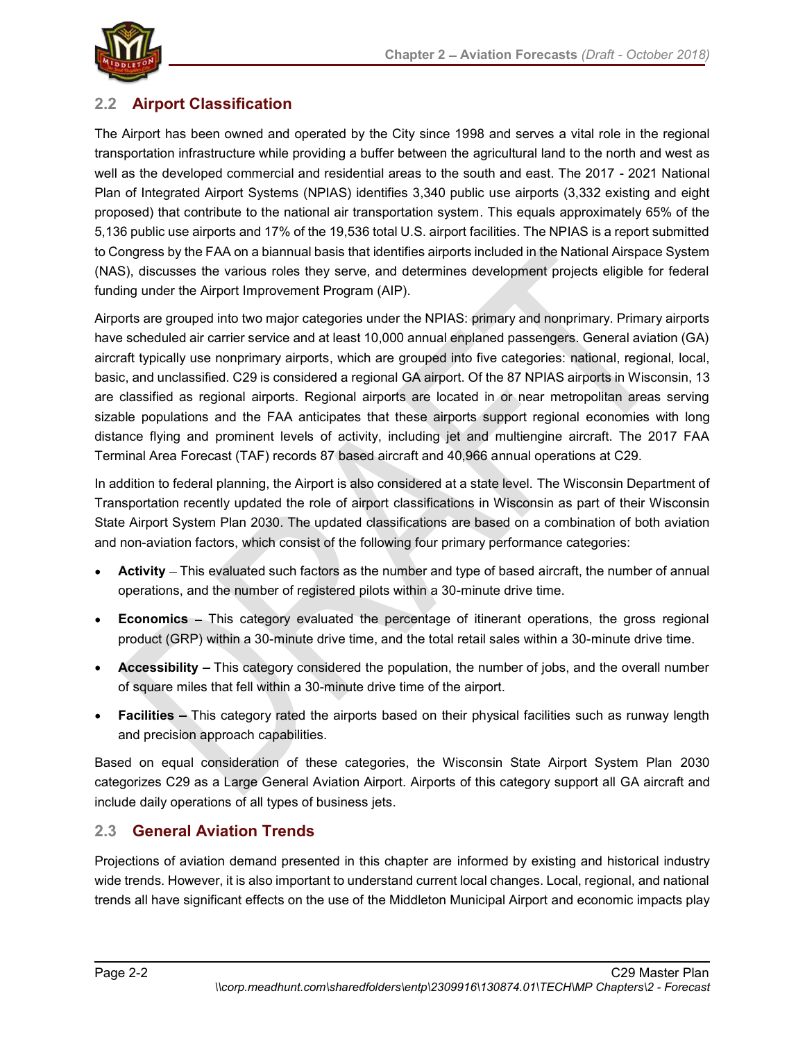## 2.2 Airport Classification

The Airport has been owned and operated by the City since 1998 and serves a vital role in the regional transportation infrastructure while providing a buffer between the agricultural land to the north and west as well as the developed commercial and residential areas to the south and east. The 2017 - 2021 National Plan of Integrated Airport Systems (NPIAS) identifies 3,340 public use airports (3,332 existing and eight proposed) that contribute to the national air transportation system. This equals approximately 65% of the 5,136 public use airports and 17% of the 19,536 total U.S. airport facilities. The NPIAS is a report submitted to Congress by the FAA on a biannual basis that identifies airports included in the National Airspace System (NAS), discusses the various roles they serve, and determines development projects eligible for federal funding under the Airport Improvement Program (AIP).

Airports are grouped into two major categories under the NPIAS: primary and nonprimary. Primary airports have scheduled air carrier service and at least 10,000 annual enplaned passengers. General aviation (GA) aircraft typically use nonprimary airports, which are grouped into five categories: national, regional, local, basic, and unclassified. C29 is considered a regional GA airport. Of the 87 NPIAS airports in Wisconsin, 13 are classified as regional airports. Regional airports are located in or near metropolitan areas serving sizable populations and the FAA anticipates that these airports support regional economies with long distance flying and prominent levels of activity, including jet and multiengine aircraft. The 2017 FAA Terminal Area Forecast (TAF) records 87 based aircraft and 40,966 annual operations at C29.

In addition to federal planning, the Airport is also considered at a state level. The Wisconsin Department of Transportation recently updated the role of airport classifications in Wisconsin as part of their Wisconsin State Airport System Plan 2030. The updated classifications are based on a combination of both aviation and non-aviation factors, which consist of the following four primary performance categories:

- **Activity** – This evaluated such factors as the number and type of based aircraft, the number of annual operations, and the number of registered pilots within a 30-minute drive time.
- **Economics –** This category evaluated the percentage of itinerant operations, the gross regional product (GRP) within a 30-minute drive time, and the total retail sales within a 30-minute drive time.
- **Accessibility –** This category considered the population, the number of jobs, and the overall number of square miles that fell within a 30-minute drive time of the airport.
- **Facilities –** This category rated the airports based on their physical facilities such as runway length and precision approach capabilities.

Based on equal consideration of these categories, the Wisconsin State Airport System Plan 2030 categorizes C29 as a Large General Aviation Airport. Airports of this category support all GA aircraft and include daily operations of all types of business jets.

## 2.3 General Aviation Trends

Projections of aviation demand presented in this chapter are informed by existing and historical industry wide trends. However, it is also important to understand current local changes. Local, regional, and national trends all have significant effects on the use of the Middleton Municipal Airport and economic impacts play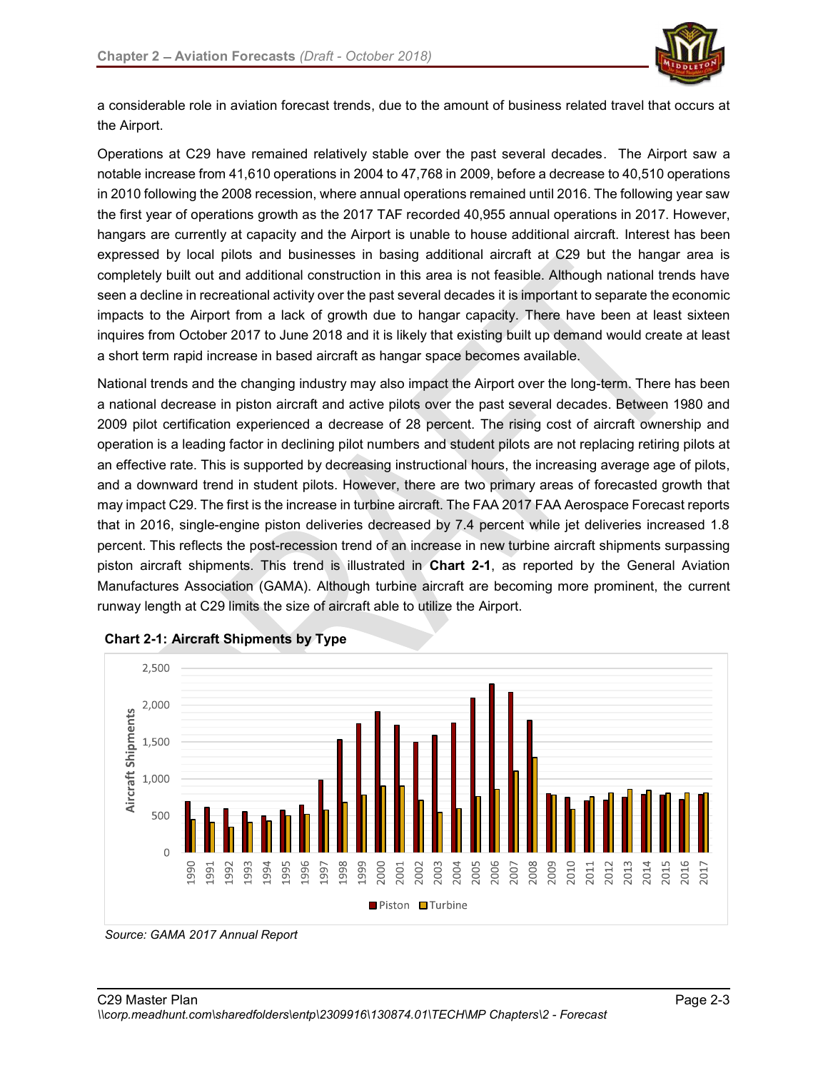a considerable role in aviation forecast trends, due to the amount of business related travel that occurs at the Airport.

Operations at C29 have remained relatively stable over the past several decades. The Airport saw a notable increase from 41,610 operations in 2004 to 47,768 in 2009, before a decrease to 40,510 operations in 2010 following the 2008 recession, where annual operations remained until 2016. The following year saw the first year of operations growth as the 2017 TAF recorded 40,955 annual operations in 2017. However, hangars are currently at capacity and the Airport is unable to house additional aircraft. Interest has been expressed by local pilots and businesses in basing additional aircraft at C29 but the hangar area is completely built out and additional construction in this area is not feasible. Although national trends have seen a decline in recreational activity over the past several decades it is important to separate the economic impacts to the Airport from a lack of growth due to hangar capacity. There have been at least sixteen inquires from October 2017 to June 2018 and it is likely that existing built up demand would create at least a short term rapid increase in based aircraft as hangar space becomes available.

National trends and the changing industry may also impact the Airport over the long-term. There has been a national decrease in piston aircraft and active pilots over the past several decades. Between 1980 and 2009 pilot certification experienced a decrease of 28 percent. The rising cost of aircraft ownership and operation is a leading factor in declining pilot numbers and student pilots are not replacing retiring pilots at an effective rate. This is supported by decreasing instructional hours, the increasing average age of pilots, and a downward trend in student pilots. However, there are two primary areas of forecasted growth that may impact C29. The first is the increase in turbine aircraft. The FAA 2017 FAA Aerospace Forecast reports that in 2016, single-engine piston deliveries decreased by 7.4 percent while jet deliveries increased 1.8 percent. This reflects the post-recession trend of an increase in new turbine aircraft shipments surpassing piston aircraft shipments. This trend is illustrated in **Chart 2-1**, as reported by the General Aviation Manufactures Association (GAMA). Although turbine aircraft are becoming more prominent, the current runway length at C29 limits the size of aircraft able to utilize the Airport.

**Chart 2-1: Aircraft Shipments by Type**

*Source: GAMA 2017 Annual Report*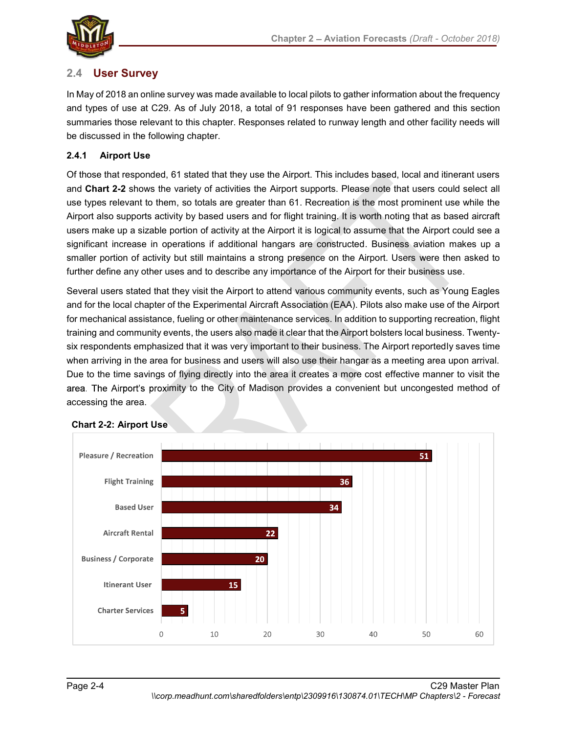## 2.4 User Survey

In May of 2018 an online survey was made available to local pilots to gather information about the frequency and types of use at C29. As of July 2018, a total of 91 responses have been gathered and this section summaries those relevant to this chapter. Responses related to runway length and other facility needs will be discussed in the following chapter.

### 2.4.1 Airport Use

Of those that responded, 61 stated that they use the Airport. This includes based, local and itinerant users and **Chart 2-2** shows the variety of activities the Airport supports. Please note that users could select all use types relevant to them, so totals are greater than 61. Recreation is the most prominent use while the Airport also supports activity by based users and for flight training. It is worth noting that as based aircraft users make up a sizable portion of activity at the Airport it is logical to assume that the Airport could see a significant increase in operations if additional hangars are constructed. Business aviation makes up a smaller portion of activity but still maintains a strong presence on the Airport. Users were then asked to further define any other uses and to describe any importance of the Airport for their business use.

Several users stated that they visit the Airport to attend various community events, such as Young Eagles and for the local chapter of the Experimental Aircraft Association (EAA). Pilots also make use of the Airport for mechanical assistance, fueling or other maintenance services. In addition to supporting recreation, flight training and community events, the users also made it clear that the Airport bolsters local business. Twenty-six respondents emphasized that it was very important to their business. The Airport reportedly saves time when arriving in the area for business and users will also use their hangar as a meeting area upon arrival. Due to the time savings of flying directly into the area it creates a more cost effective manner to visit the area. The Airport's proximity to the City of Madison provides a convenient but uncongested method of accessing the area.

**Chart 2-2: Airport Use**

| Use | Responses |
|---|---|
| Pleasure / Recreation | 51 |
| Flight Training | 36 |
| Based User | 34 |
| Aircraft Rental | 22 |
| Business / Corporate | 20 |
| Itinerant User | 15 |
| Charter Services | 5 |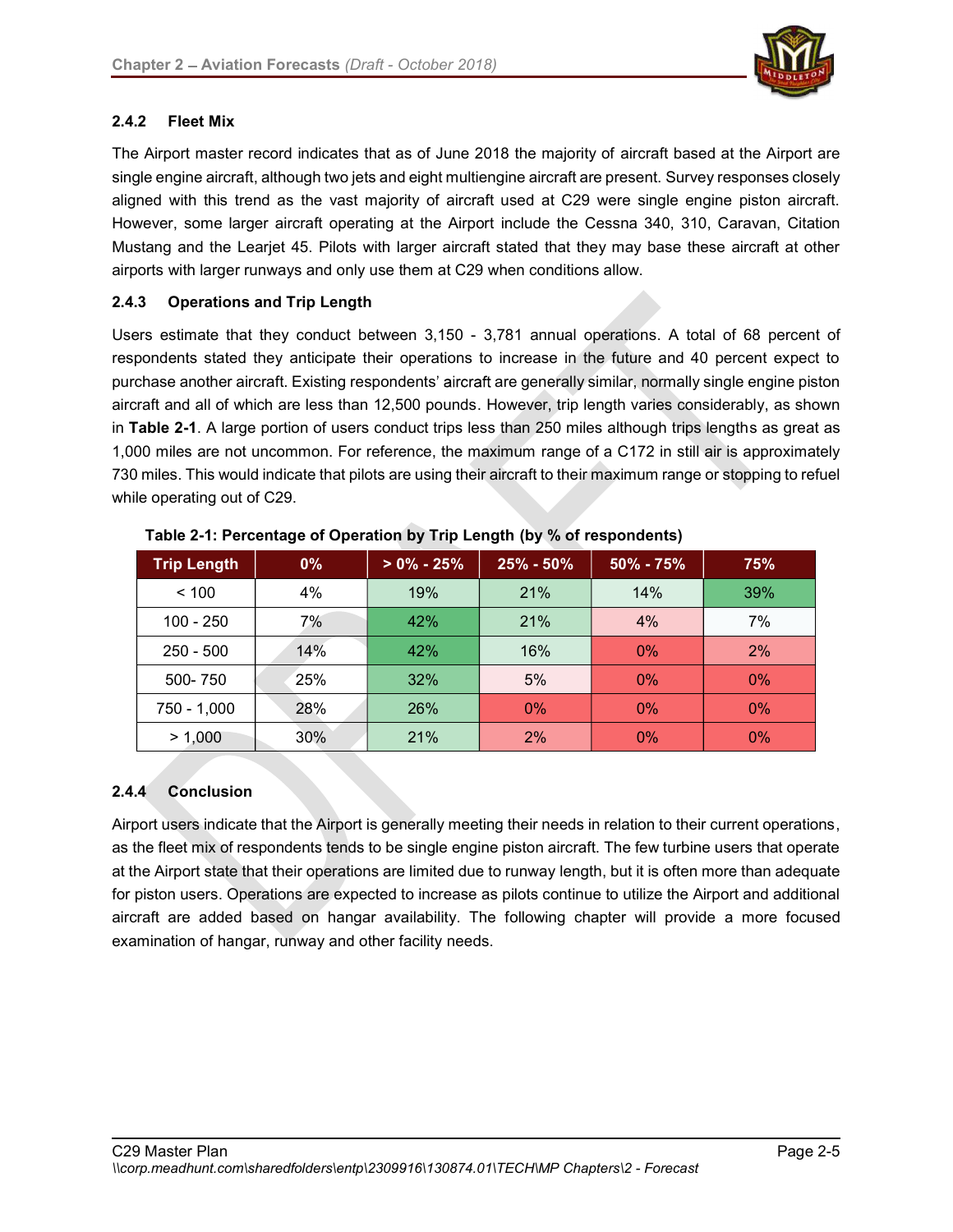### 2.4.2 Fleet Mix

The Airport master record indicates that as of June 2018 the majority of aircraft based at the Airport are single engine aircraft, although two jets and eight multiengine aircraft are present. Survey responses closely aligned with this trend as the vast majority of aircraft used at C29 were single engine piston aircraft. However, some larger aircraft operating at the Airport include the Cessna 340, 310, Caravan, Citation Mustang and the Learjet 45. Pilots with larger aircraft stated that they may base these aircraft at other airports with larger runways and only use them at C29 when conditions allow.

### 2.4.3 Operations and Trip Length

Users estimate that they conduct between 3,150 - 3,781 annual operations. A total of 68 percent of respondents stated they anticipate their operations to increase in the future and 40 percent expect to purchase another aircraft. Existing respondents' aircraft are generally similar, normally single engine piston aircraft and all of which are less than 12,500 pounds. However, trip length varies considerably, as shown in **Table 2-1**. A large portion of users conduct trips less than 250 miles although trips lengths as great as 1,000 miles are not uncommon. For reference, the maximum range of a C172 in still air is approximately 730 miles. This would indicate that pilots are using their aircraft to their maximum range or stopping to refuel while operating out of C29.

**Table 2-1: Percentage of Operation by Trip Length (by % of respondents)**

| Trip Length | 0% | > 0% - 25% | 25% - 50% | 50% - 75% | 75% |
|---|---|---|---|---|---|
| < 100 | 4% | 19% | 21% | 14% | 39% |
| 100 - 250 | 7% | 42% | 21% | 4% | 7% |
| 250 - 500 | 14% | 42% | 16% | 0% | 2% |
| 500- 750 | 25% | 32% | 5% | 0% | 0% |
| 750 - 1,000 | 28% | 26% | 0% | 0% | 0% |
| > 1,000 | 30% | 21% | 2% | 0% | 0% |

### 2.4.4 Conclusion

Airport users indicate that the Airport is generally meeting their needs in relation to their current operations, as the fleet mix of respondents tends to be single engine piston aircraft. The few turbine users that operate at the Airport state that their operations are limited due to runway length, but it is often more than adequate for piston users. Operations are expected to increase as pilots continue to utilize the Airport and additional aircraft are added based on hangar availability. The following chapter will provide a more focused examination of hangar, runway and other facility needs.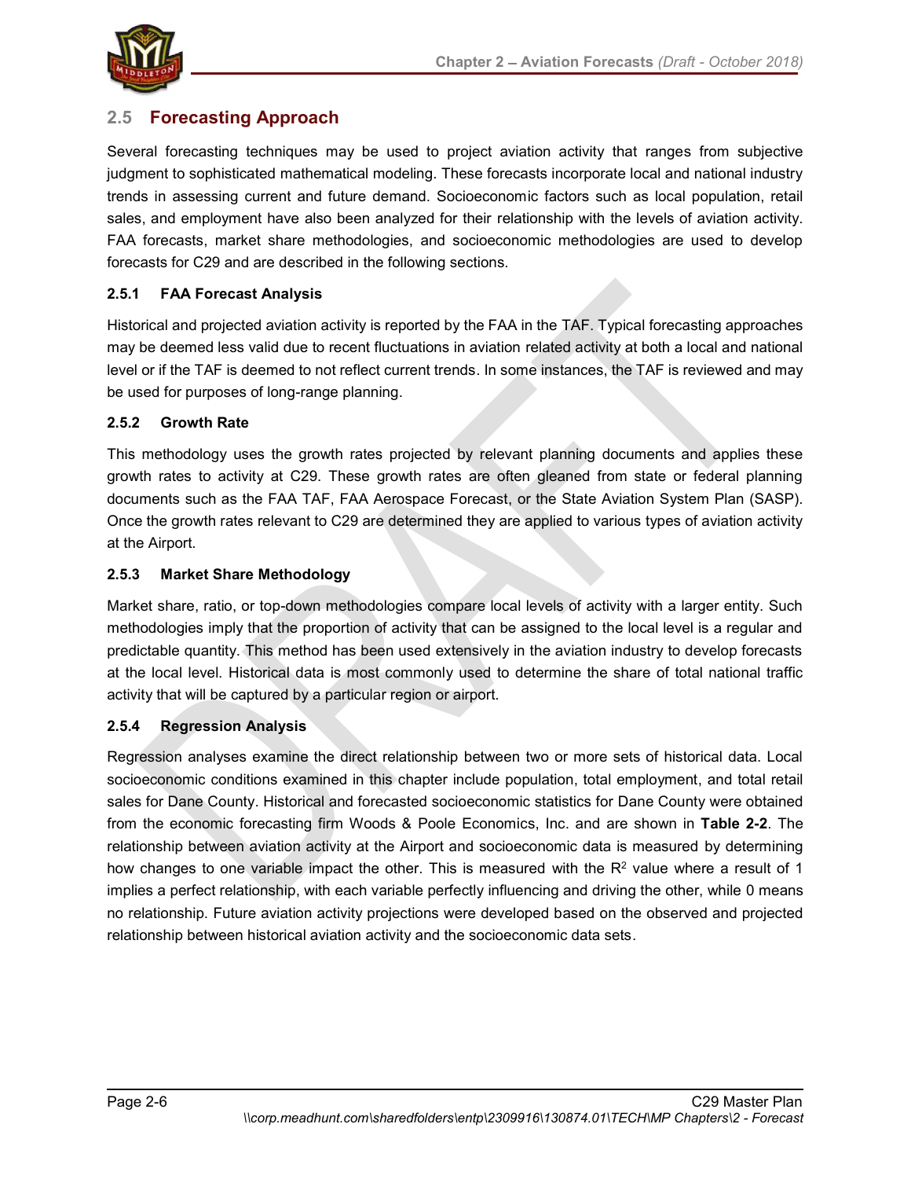## 2.5 Forecasting Approach

Several forecasting techniques may be used to project aviation activity that ranges from subjective judgment to sophisticated mathematical modeling. These forecasts incorporate local and national industry trends in assessing current and future demand. Socioeconomic factors such as local population, retail sales, and employment have also been analyzed for their relationship with the levels of aviation activity. FAA forecasts, market share methodologies, and socioeconomic methodologies are used to develop forecasts for C29 and are described in the following sections.

### 2.5.1 FAA Forecast Analysis

Historical and projected aviation activity is reported by the FAA in the TAF. Typical forecasting approaches may be deemed less valid due to recent fluctuations in aviation related activity at both a local and national level or if the TAF is deemed to not reflect current trends. In some instances, the TAF is reviewed and may be used for purposes of long-range planning.

### 2.5.2 Growth Rate

This methodology uses the growth rates projected by relevant planning documents and applies these growth rates to activity at C29. These growth rates are often gleaned from state or federal planning documents such as the FAA TAF, FAA Aerospace Forecast, or the State Aviation System Plan (SASP). Once the growth rates relevant to C29 are determined they are applied to various types of aviation activity at the Airport.

### 2.5.3 Market Share Methodology

Market share, ratio, or top-down methodologies compare local levels of activity with a larger entity. Such methodologies imply that the proportion of activity that can be assigned to the local level is a regular and predictable quantity. This method has been used extensively in the aviation industry to develop forecasts at the local level. Historical data is most commonly used to determine the share of total national traffic activity that will be captured by a particular region or airport.

### 2.5.4 Regression Analysis

Regression analyses examine the direct relationship between two or more sets of historical data. Local socioeconomic conditions examined in this chapter include population, total employment, and total retail sales for Dane County. Historical and forecasted socioeconomic statistics for Dane County were obtained from the economic forecasting firm Woods & Poole Economics, Inc. and are shown in **Table 2-2**. The relationship between aviation activity at the Airport and socioeconomic data is measured by determining how changes to one variable impact the other. This is measured with the $R^2$ value where a result of 1 implies a perfect relationship, with each variable perfectly influencing and driving the other, while 0 means no relationship. Future aviation activity projections were developed based on the observed and projected relationship between historical aviation activity and the socioeconomic data sets.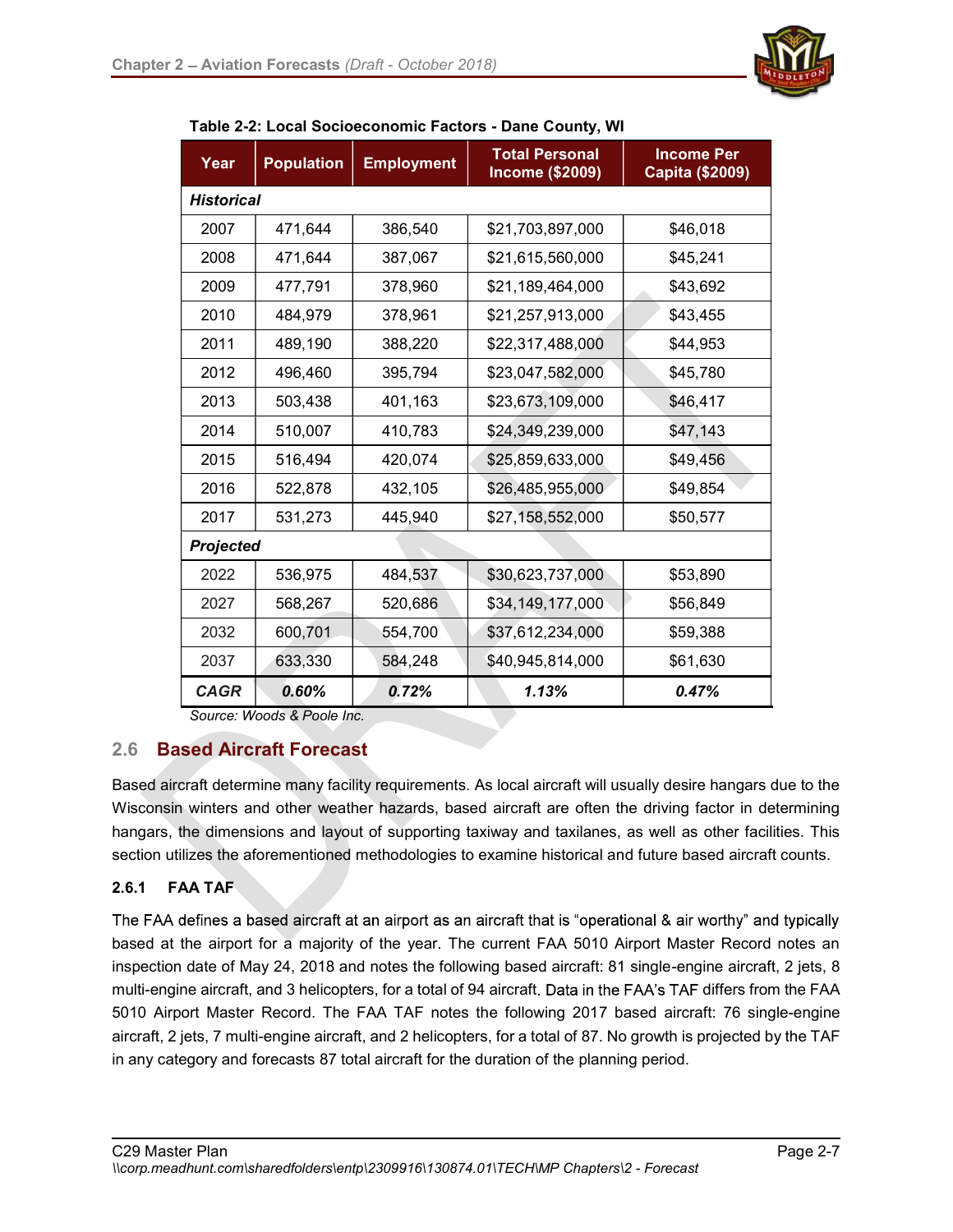**Table 2-2: Local Socioeconomic Factors - Dane County, WI**

| Year | Population | Employment | Total Personal Income ($2009) | Income Per Capita ($2009) |
|---|---|---|---|---|
| ***Historical*** | | | | |
| 2007 | 471,644 | 386,540 | $21,703,897,000 | $46,018 |
| 2008 | 471,644 | 387,067 | $21,615,560,000 | $45,241 |
| 2009 | 477,791 | 378,960 | $21,189,464,000 | $43,692 |
| 2010 | 484,979 | 378,961 | $21,257,913,000 | $43,455 |
| 2011 | 489,190 | 388,220 | $22,317,488,000 | $44,953 |
| 2012 | 496,460 | 395,794 | $23,047,582,000 | $45,780 |
| 2013 | 503,438 | 401,163 | $23,673,109,000 | $46,417 |
| 2014 | 510,007 | 410,783 | $24,349,239,000 | $47,143 |
| 2015 | 516,494 | 420,074 | $25,859,633,000 | $49,456 |
| 2016 | 522,878 | 432,105 | $26,485,955,000 | $49,854 |
| 2017 | 531,273 | 445,940 | $27,158,552,000 | $50,577 |
| ***Projected*** | | | | |
| 2022 | 536,975 | 484,537 | $30,623,737,000 | $53,890 |
| 2027 | 568,267 | 520,686 | $34,149,177,000 | $56,849 |
| 2032 | 600,701 | 554,700 | $37,612,234,000 | $59,388 |
| 2037 | 633,330 | 584,248 | $40,945,814,000 | $61,630 |
| ***CAGR*** | ***0.60%*** | ***0.72%*** | ***1.13%*** | ***0.47%*** |

*Source: Woods & Poole Inc.*

## 2.6 Based Aircraft Forecast

Based aircraft determine many facility requirements. As local aircraft will usually desire hangars due to the Wisconsin winters and other weather hazards, based aircraft are often the driving factor in determining hangars, the dimensions and layout of supporting taxiway and taxilanes, as well as other facilities. This section utilizes the aforementioned methodologies to examine historical and future based aircraft counts.

### 2.6.1 FAA TAF

The FAA defines a based aircraft at an airport as an aircraft that is "operational & air worthy" and typically based at the airport for a majority of the year. The current FAA 5010 Airport Master Record notes an inspection date of May 24, 2018 and notes the following based aircraft: 81 single-engine aircraft, 2 jets, 8 multi-engine aircraft, and 3 helicopters, for a total of 94 aircraft. Data in the FAA's TAF differs from the FAA 5010 Airport Master Record. The FAA TAF notes the following 2017 based aircraft: 76 single-engine aircraft, 2 jets, 7 multi-engine aircraft, and 2 helicopters, for a total of 87. No growth is projected by the TAF in any category and forecasts 87 total aircraft for the duration of the planning period.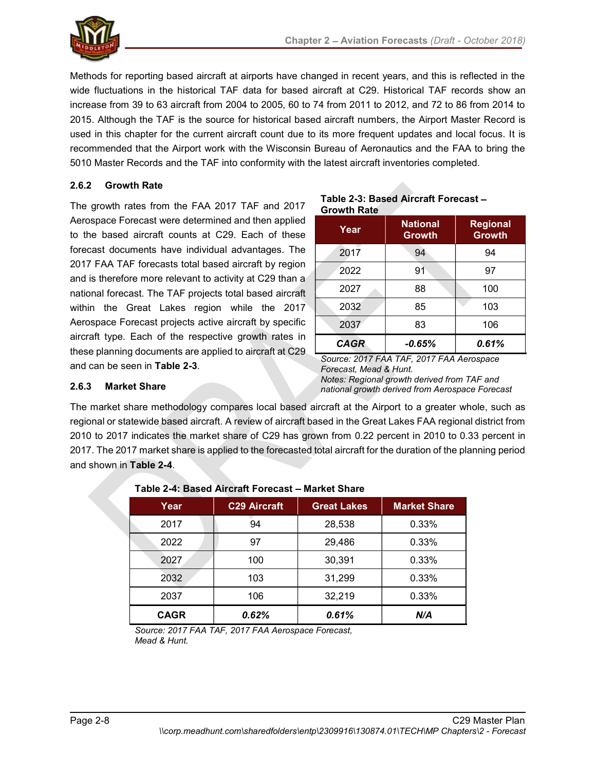Methods for reporting based aircraft at airports have changed in recent years, and this is reflected in the wide fluctuations in the historical TAF data for based aircraft at C29. Historical TAF records show an increase from 39 to 63 aircraft from 2004 to 2005, 60 to 74 from 2011 to 2012, and 72 to 86 from 2014 to 2015. Although the TAF is the source for historical based aircraft numbers, the Airport Master Record is used in this chapter for the current aircraft count due to its more frequent updates and local focus. It is recommended that the Airport work with the Wisconsin Bureau of Aeronautics and the FAA to bring the 5010 Master Records and the TAF into conformity with the latest aircraft inventories completed.

### 2.6.2 Growth Rate

The growth rates from the FAA 2017 TAF and 2017 Aerospace Forecast were determined and then applied to the based aircraft counts at C29. Each of these forecast documents have individual advantages. The 2017 FAA TAF forecasts total based aircraft by region and is therefore more relevant to activity at C29 than a national forecast. The TAF projects total based aircraft within the Great Lakes region while the 2017 Aerospace Forecast projects active aircraft by specific aircraft type. Each of the respective growth rates in these planning documents are applied to aircraft at C29 and can be seen in **Table 2-3**.

**Table 2-3: Based Aircraft Forecast – Growth Rate**

| Year | National Growth | Regional Growth |
|---|---|---|
| 2017 | 94 | 94 |
| 2022 | 91 | 97 |
| 2027 | 88 | 100 |
| 2032 | 85 | 103 |
| 2037 | 83 | 106 |
| ***CAGR*** | ***-0.65%*** | ***0.61%*** |

*Source: 2017 FAA TAF, 2017 FAA Aerospace Forecast, Mead & Hunt.*
*Notes: Regional growth derived from TAF and national growth derived from Aerospace Forecast*

### 2.6.3 Market Share

The market share methodology compares local based aircraft at the Airport to a greater whole, such as regional or statewide based aircraft. A review of aircraft based in the Great Lakes FAA regional district from 2010 to 2017 indicates the market share of C29 has grown from 0.22 percent in 2010 to 0.33 percent in 2017. The 2017 market share is applied to the forecasted total aircraft for the duration of the planning period and shown in **Table 2-4**.

**Table 2-4: Based Aircraft Forecast – Market Share**

| Year | C29 Aircraft | Great Lakes | Market Share |
|---|---|---|---|
| 2017 | 94 | 28,538 | 0.33% |
| 2022 | 97 | 29,486 | 0.33% |
| 2027 | 100 | 30,391 | 0.33% |
| 2032 | 103 | 31,299 | 0.33% |
| 2037 | 106 | 32,219 | 0.33% |
| **CAGR** | ***0.62%*** | ***0.61%*** | ***N/A*** |

*Source: 2017 FAA TAF, 2017 FAA Aerospace Forecast, Mead & Hunt.*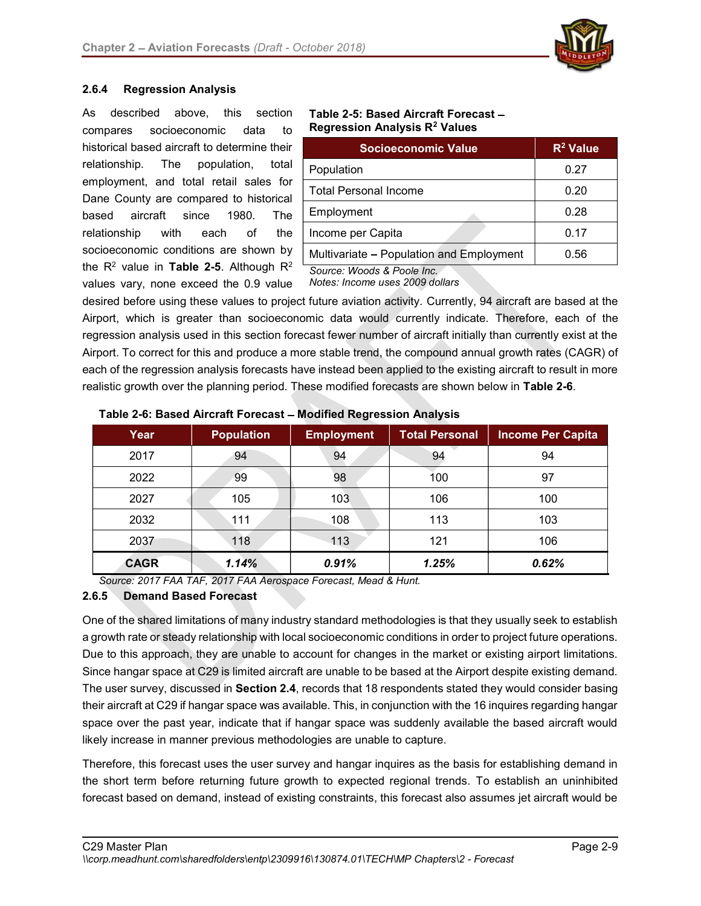### 2.6.4 Regression Analysis

As described above, this section compares socioeconomic data to historical based aircraft to determine their relationship. The population, total employment, and total retail sales for Dane County are compared to historical based aircraft since 1980. The relationship with each of the socioeconomic conditions are shown by the $R^2$ value in **Table 2-5**. Although $R^2$ values vary, none exceed the 0.9 value desired before using these values to project future aviation activity. Currently, 94 aircraft are based at the Airport, which is greater than socioeconomic data would currently indicate. Therefore, each of the regression analysis used in this section forecast fewer number of aircraft initially than currently exist at the Airport. To correct for this and produce a more stable trend, the compound annual growth rates (CAGR) of each of the regression analysis forecasts have instead been applied to the existing aircraft to result in more realistic growth over the planning period. These modified forecasts are shown below in **Table 2-6**.

**Table 2-5: Based Aircraft Forecast – Regression Analysis $R^2$ Values**

| Socioeconomic Value | $R^2$ Value |
|---|---|
| Population | 0.27 |
| Total Personal Income | 0.20 |
| Employment | 0.28 |
| Income per Capita | 0.17 |
| Multivariate – Population and Employment | 0.56 |

*Source: Woods & Poole Inc.*
*Notes: Income uses 2009 dollars*

**Table 2-6: Based Aircraft Forecast – Modified Regression Analysis**

| Year | Population | Employment | Total Personal | Income Per Capita |
|---|---|---|---|---|
| 2017 | 94 | 94 | 94 | 94 |
| 2022 | 99 | 98 | 100 | 97 |
| 2027 | 105 | 103 | 106 | 100 |
| 2032 | 111 | 108 | 113 | 103 |
| 2037 | 118 | 113 | 121 | 106 |
| **CAGR** | ***1.14%*** | ***0.91%*** | ***1.25%*** | ***0.62%*** |

*Source: 2017 FAA TAF, 2017 FAA Aerospace Forecast, Mead & Hunt.*

### 2.6.5 Demand Based Forecast

One of the shared limitations of many industry standard methodologies is that they usually seek to establish a growth rate or steady relationship with local socioeconomic conditions in order to project future operations. Due to this approach, they are unable to account for changes in the market or existing airport limitations. Since hangar space at C29 is limited aircraft are unable to be based at the Airport despite existing demand. The user survey, discussed in **Section 2.4**, records that 18 respondents stated they would consider basing their aircraft at C29 if hangar space was available. This, in conjunction with the 16 inquires regarding hangar space over the past year, indicate that if hangar space was suddenly available the based aircraft would likely increase in manner previous methodologies are unable to capture.

Therefore, this forecast uses the user survey and hangar inquires as the basis for establishing demand in the short term before returning future growth to expected regional trends. To establish an uninhibited forecast based on demand, instead of existing constraints, this forecast also assumes jet aircraft would be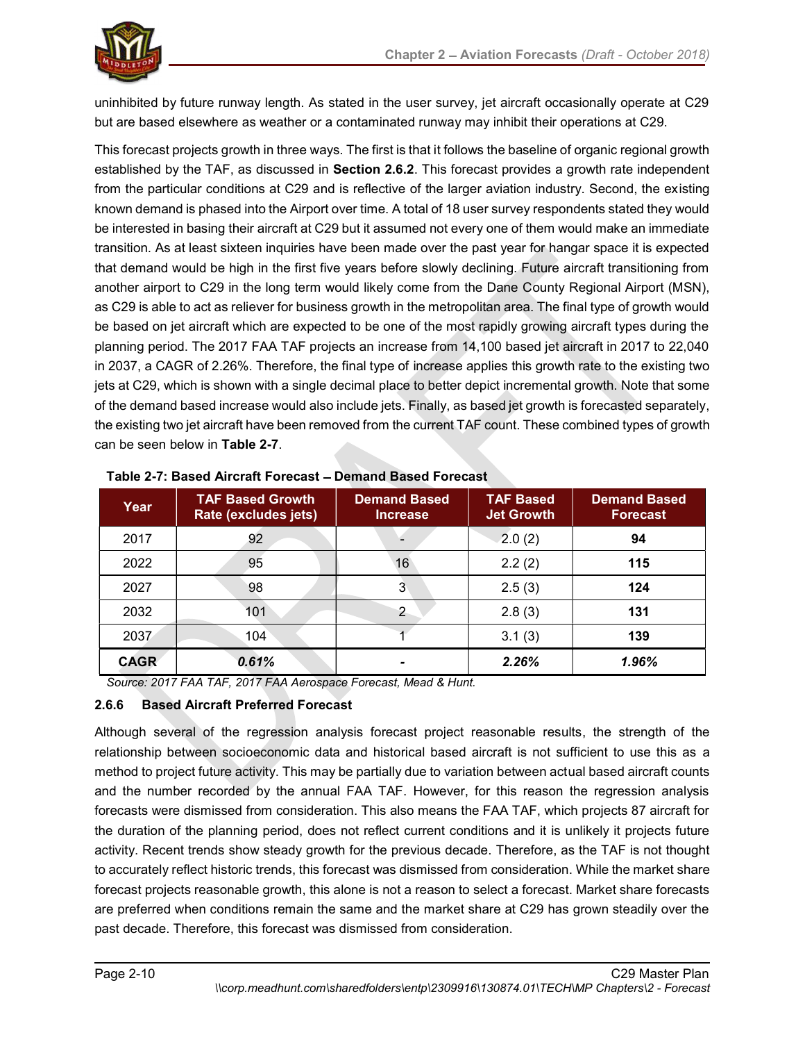uninhibited by future runway length. As stated in the user survey, jet aircraft occasionally operate at C29 but are based elsewhere as weather or a contaminated runway may inhibit their operations at C29.

This forecast projects growth in three ways. The first is that it follows the baseline of organic regional growth established by the TAF, as discussed in **Section 2.6.2**. This forecast provides a growth rate independent from the particular conditions at C29 and is reflective of the larger aviation industry. Second, the existing known demand is phased into the Airport over time. A total of 18 user survey respondents stated they would be interested in basing their aircraft at C29 but it assumed not every one of them would make an immediate transition. As at least sixteen inquiries have been made over the past year for hangar space it is expected that demand would be high in the first five years before slowly declining. Future aircraft transitioning from another airport to C29 in the long term would likely come from the Dane County Regional Airport (MSN), as C29 is able to act as reliever for business growth in the metropolitan area. The final type of growth would be based on jet aircraft which are expected to be one of the most rapidly growing aircraft types during the planning period. The 2017 FAA TAF projects an increase from 14,100 based jet aircraft in 2017 to 22,040 in 2037, a CAGR of 2.26%. Therefore, the final type of increase applies this growth rate to the existing two jets at C29, which is shown with a single decimal place to better depict incremental growth. Note that some of the demand based increase would also include jets. Finally, as based jet growth is forecasted separately, the existing two jet aircraft have been removed from the current TAF count. These combined types of growth can be seen below in **Table 2-7**.

**Table 2-7: Based Aircraft Forecast – Demand Based Forecast**

| Year | TAF Based Growth Rate (excludes jets) | Demand Based Increase | TAF Based Jet Growth | Demand Based Forecast |
|---|---|---|---|---|
| 2017 | 92 | - | 2.0 (2) | **94** |
| 2022 | 95 | 16 | 2.2 (2) | **115** |
| 2027 | 98 | 3 | 2.5 (3) | **124** |
| 2032 | 101 | 2 | 2.8 (3) | **131** |
| 2037 | 104 | 1 | 3.1 (3) | **139** |
| **CAGR** | ***0.61%*** | **-** | ***2.26%*** | ***1.96%*** |

*Source: 2017 FAA TAF, 2017 FAA Aerospace Forecast, Mead & Hunt.*

### 2.6.6 Based Aircraft Preferred Forecast

Although several of the regression analysis forecast project reasonable results, the strength of the relationship between socioeconomic data and historical based aircraft is not sufficient to use this as a method to project future activity. This may be partially due to variation between actual based aircraft counts and the number recorded by the annual FAA TAF. However, for this reason the regression analysis forecasts were dismissed from consideration. This also means the FAA TAF, which projects 87 aircraft for the duration of the planning period, does not reflect current conditions and it is unlikely it projects future activity. Recent trends show steady growth for the previous decade. Therefore, as the TAF is not thought to accurately reflect historic trends, this forecast was dismissed from consideration. While the market share forecast projects reasonable growth, this alone is not a reason to select a forecast. Market share forecasts are preferred when conditions remain the same and the market share at C29 has grown steadily over the past decade. Therefore, this forecast was dismissed from consideration.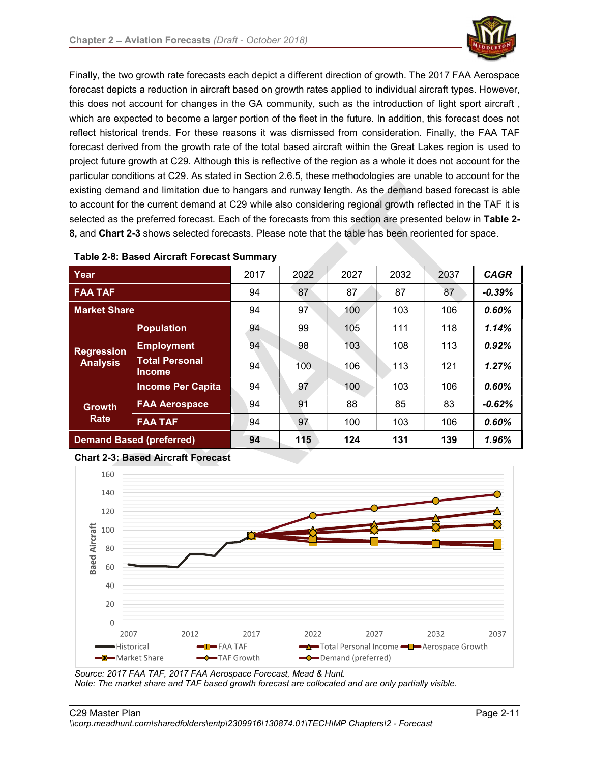Finally, the two growth rate forecasts each depict a different direction of growth. The 2017 FAA Aerospace forecast depicts a reduction in aircraft based on growth rates applied to individual aircraft types. However, this does not account for changes in the GA community, such as the introduction of light sport aircraft , which are expected to become a larger portion of the fleet in the future. In addition, this forecast does not reflect historical trends. For these reasons it was dismissed from consideration. Finally, the FAA TAF forecast derived from the growth rate of the total based aircraft within the Great Lakes region is used to project future growth at C29. Although this is reflective of the region as a whole it does not account for the particular conditions at C29. As stated in Section 2.6.5, these methodologies are unable to account for the existing demand and limitation due to hangars and runway length. As the demand based forecast is able to account for the current demand at C29 while also considering regional growth reflected in the TAF it is selected as the preferred forecast. Each of the forecasts from this section are presented below in **Table 2-8,** and **Chart 2-3** shows selected forecasts. Please note that the table has been reoriented for space.

**Table 2-8: Based Aircraft Forecast Summary**

| Year | | 2017 | 2022 | 2027 | 2032 | 2037 | *CAGR* |
|---|---|---|---|---|---|---|---|
| **FAA TAF** | | 94 | 87 | 87 | 87 | 87 | ***-0.39%*** |
| **Market Share** | | 94 | 97 | 100 | 103 | 106 | ***0.60%*** |
| **Regression Analysis** | **Population** | 94 | 99 | 105 | 111 | 118 | ***1.14%*** |
| | **Employment** | 94 | 98 | 103 | 108 | 113 | ***0.92%*** |
| | **Total Personal Income** | 94 | 100 | 106 | 113 | 121 | ***1.27%*** |
| | **Income Per Capita** | 94 | 97 | 100 | 103 | 106 | ***0.60%*** |
| **Growth Rate** | **FAA Aerospace** | 94 | 91 | 88 | 85 | 83 | ***-0.62%*** |
| | **FAA TAF** | 94 | 97 | 100 | 103 | 106 | ***0.60%*** |
| **Demand Based (preferred)** | | **94** | **115** | **124** | **131** | **139** | ***1.96%*** |

**Chart 2-3: Based Aircraft Forecast**

*Source: 2017 FAA TAF, 2017 FAA Aerospace Forecast, Mead & Hunt.*
*Note: The market share and TAF based growth forecast are collocated and are only partially visible.*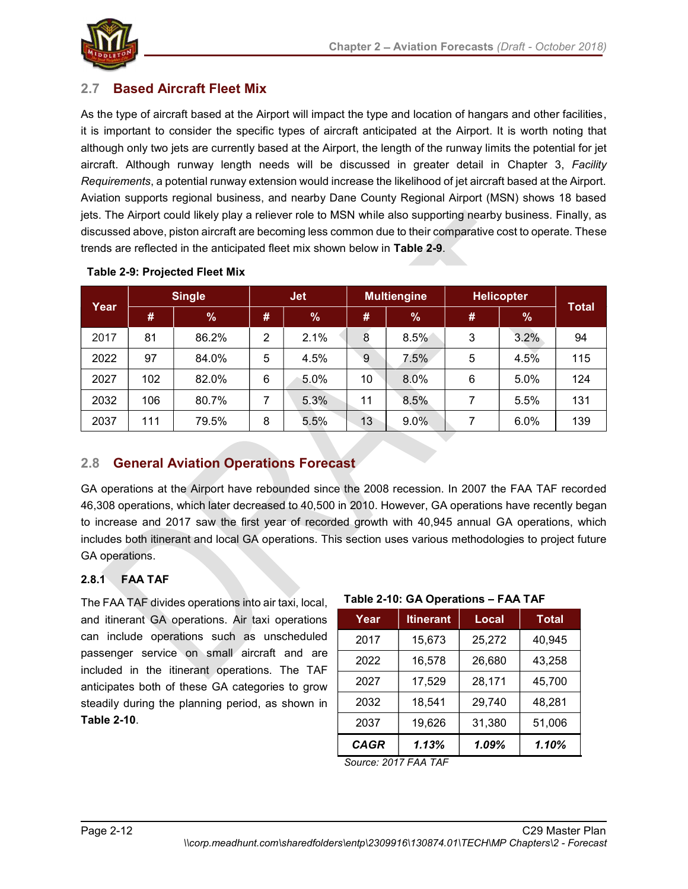## 2.7 Based Aircraft Fleet Mix

As the type of aircraft based at the Airport will impact the type and location of hangars and other facilities, it is important to consider the specific types of aircraft anticipated at the Airport. It is worth noting that although only two jets are currently based at the Airport, the length of the runway limits the potential for jet aircraft. Although runway length needs will be discussed in greater detail in Chapter 3, *Facility Requirements*, a potential runway extension would increase the likelihood of jet aircraft based at the Airport. Aviation supports regional business, and nearby Dane County Regional Airport (MSN) shows 18 based jets. The Airport could likely play a reliever role to MSN while also supporting nearby business. Finally, as discussed above, piston aircraft are becoming less common due to their comparative cost to operate. These trends are reflected in the anticipated fleet mix shown below in **Table 2-9**.

**Table 2-9: Projected Fleet Mix**

| Year | Single | | Jet | | Multiengine | | Helicopter | | Total |
|---|---|---|---|---|---|---|---|---|---|
| | # | % | # | % | # | % | # | % | |
| 2017 | 81 | 86.2% | 2 | 2.1% | 8 | 8.5% | 3 | 3.2% | 94 |
| 2022 | 97 | 84.0% | 5 | 4.5% | 9 | 7.5% | 5 | 4.5% | 115 |
| 2027 | 102 | 82.0% | 6 | 5.0% | 10 | 8.0% | 6 | 5.0% | 124 |
| 2032 | 106 | 80.7% | 7 | 5.3% | 11 | 8.5% | 7 | 5.5% | 131 |
| 2037 | 111 | 79.5% | 8 | 5.5% | 13 | 9.0% | 7 | 6.0% | 139 |

## 2.8 General Aviation Operations Forecast

GA operations at the Airport have rebounded since the 2008 recession. In 2007 the FAA TAF recorded 46,308 operations, which later decreased to 40,500 in 2010. However, GA operations have recently began to increase and 2017 saw the first year of recorded growth with 40,945 annual GA operations, which includes both itinerant and local GA operations. This section uses various methodologies to project future GA operations.

### 2.8.1 FAA TAF

The FAA TAF divides operations into air taxi, local, and itinerant GA operations. Air taxi operations can include operations such as unscheduled passenger service on small aircraft and are included in the itinerant operations. The TAF anticipates both of these GA categories to grow steadily during the planning period, as shown in **Table 2-10**.

**Table 2-10: GA Operations – FAA TAF**

| Year | Itinerant | Local | Total |
|---|---|---|---|
| 2017 | 15,673 | 25,272 | 40,945 |
| 2022 | 16,578 | 26,680 | 43,258 |
| 2027 | 17,529 | 28,171 | 45,700 |
| 2032 | 18,541 | 29,740 | 48,281 |
| 2037 | 19,626 | 31,380 | 51,006 |
| ***CAGR*** | ***1.13%*** | ***1.09%*** | ***1.10%*** |

*Source: 2017 FAA TAF*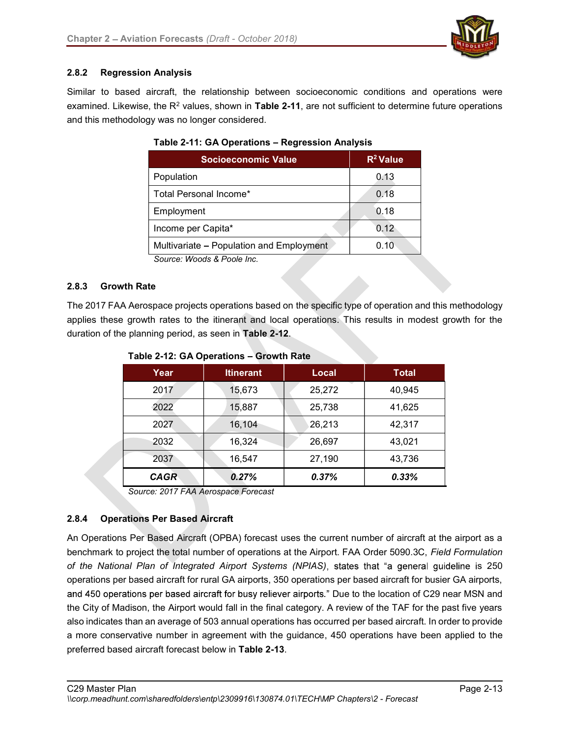### 2.8.2 Regression Analysis

Similar to based aircraft, the relationship between socioeconomic conditions and operations were examined. Likewise, the $R^2$ values, shown in **Table 2-11**, are not sufficient to determine future operations and this methodology was no longer considered.

**Table 2-11: GA Operations – Regression Analysis**

| Socioeconomic Value | $R^2$ Value |
|---|---|
| Population | 0.13 |
| Total Personal Income* | 0.18 |
| Employment | 0.18 |
| Income per Capita* | 0.12 |
| Multivariate – Population and Employment | 0.10 |

*Source: Woods & Poole Inc.*

### 2.8.3 Growth Rate

The 2017 FAA Aerospace projects operations based on the specific type of operation and this methodology applies these growth rates to the itinerant and local operations. This results in modest growth for the duration of the planning period, as seen in **Table 2-12**.

**Table 2-12: GA Operations – Growth Rate**

| Year | Itinerant | Local | Total |
|---|---|---|---|
| 2017 | 15,673 | 25,272 | 40,945 |
| 2022 | 15,887 | 25,738 | 41,625 |
| 2027 | 16,104 | 26,213 | 42,317 |
| 2032 | 16,324 | 26,697 | 43,021 |
| 2037 | 16,547 | 27,190 | 43,736 |
| ***CAGR*** | ***0.27%*** | ***0.37%*** | ***0.33%*** |

*Source: 2017 FAA Aerospace Forecast*

### 2.8.4 Operations Per Based Aircraft

An Operations Per Based Aircraft (OPBA) forecast uses the current number of aircraft at the airport as a benchmark to project the total number of operations at the Airport. FAA Order 5090.3C, *Field Formulation of the National Plan of Integrated Airport Systems (NPIAS)*, states that "a general guideline is 250 operations per based aircraft for rural GA airports, 350 operations per based aircraft for busier GA airports, and 450 operations per based aircraft for busy reliever airports." Due to the location of C29 near MSN and the City of Madison, the Airport would fall in the final category. A review of the TAF for the past five years also indicates than an average of 503 annual operations has occurred per based aircraft. In order to provide a more conservative number in agreement with the guidance, 450 operations have been applied to the preferred based aircraft forecast below in **Table 2-13**.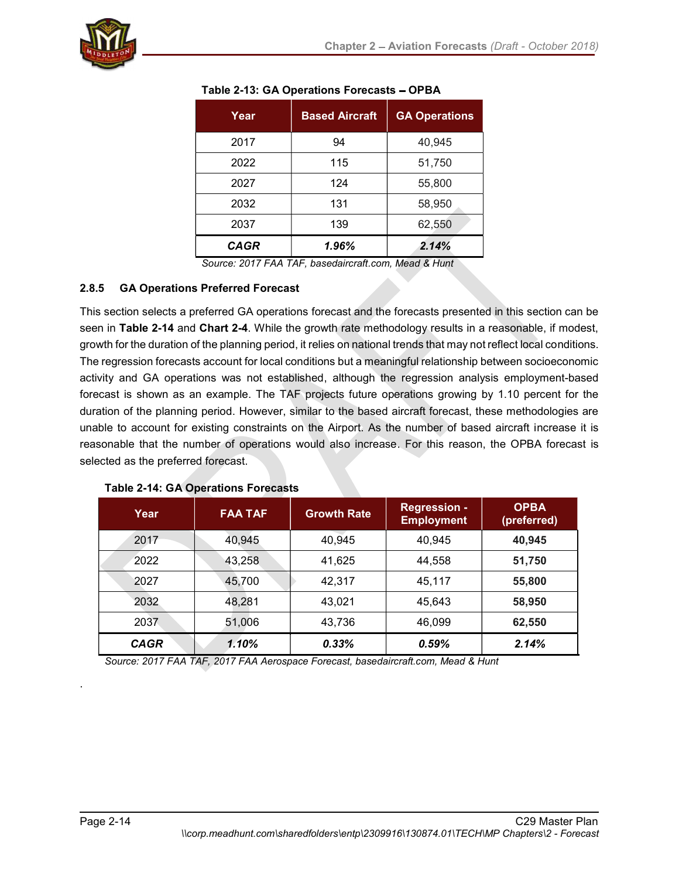**Table 2-13: GA Operations Forecasts – OPBA**

| Year | Based Aircraft | GA Operations |
|---|---|---|
| 2017 | 94 | 40,945 |
| 2022 | 115 | 51,750 |
| 2027 | 124 | 55,800 |
| 2032 | 131 | 58,950 |
| 2037 | 139 | 62,550 |
| ***CAGR*** | ***1.96%*** | ***2.14%*** |

*Source: 2017 FAA TAF, basedaircraft.com, Mead & Hunt*

### 2.8.5 GA Operations Preferred Forecast

This section selects a preferred GA operations forecast and the forecasts presented in this section can be seen in **Table 2-14** and **Chart 2-4**. While the growth rate methodology results in a reasonable, if modest, growth for the duration of the planning period, it relies on national trends that may not reflect local conditions. The regression forecasts account for local conditions but a meaningful relationship between socioeconomic activity and GA operations was not established, although the regression analysis employment-based forecast is shown as an example. The TAF projects future operations growing by 1.10 percent for the duration of the planning period. However, similar to the based aircraft forecast, these methodologies are unable to account for existing constraints on the Airport. As the number of based aircraft increase it is reasonable that the number of operations would also increase. For this reason, the OPBA forecast is selected as the preferred forecast.

**Table 2-14: GA Operations Forecasts**

| Year | FAA TAF | Growth Rate | Regression - Employment | OPBA (preferred) |
|---|---|---|---|---|
| 2017 | 40,945 | 40,945 | 40,945 | **40,945** |
| 2022 | 43,258 | 41,625 | 44,558 | **51,750** |
| 2027 | 45,700 | 42,317 | 45,117 | **55,800** |
| 2032 | 48,281 | 43,021 | 45,643 | **58,950** |
| 2037 | 51,006 | 43,736 | 46,099 | **62,550** |
| ***CAGR*** | ***1.10%*** | ***0.33%*** | ***0.59%*** | ***2.14%*** |

*Source: 2017 FAA TAF, 2017 FAA Aerospace Forecast, basedaircraft.com, Mead & Hunt*

.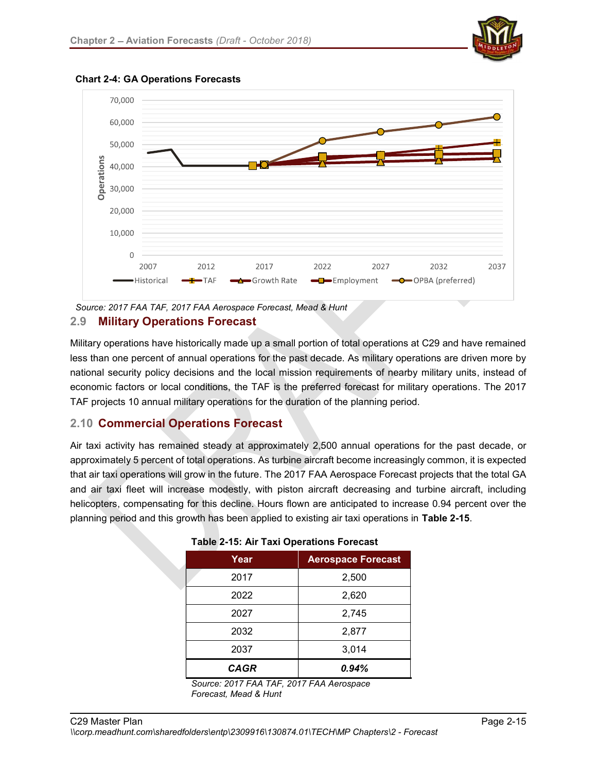**Chart 2-4: GA Operations Forecasts**

*Source: 2017 FAA TAF, 2017 FAA Aerospace Forecast, Mead & Hunt*

## 2.9 Military Operations Forecast

Military operations have historically made up a small portion of total operations at C29 and have remained less than one percent of annual operations for the past decade. As military operations are driven more by national security policy decisions and the local mission requirements of nearby military units, instead of economic factors or local conditions, the TAF is the preferred forecast for military operations. The 2017 TAF projects 10 annual military operations for the duration of the planning period.

## 2.10 Commercial Operations Forecast

Air taxi activity has remained steady at approximately 2,500 annual operations for the past decade, or approximately 5 percent of total operations. As turbine aircraft become increasingly common, it is expected that air taxi operations will grow in the future. The 2017 FAA Aerospace Forecast projects that the total GA and air taxi fleet will increase modestly, with piston aircraft decreasing and turbine aircraft, including helicopters, compensating for this decline. Hours flown are anticipated to increase 0.94 percent over the planning period and this growth has been applied to existing air taxi operations in **Table 2-15**.

**Table 2-15: Air Taxi Operations Forecast**

| Year | Aerospace Forecast |
|---|---|
| 2017 | 2,500 |
| 2022 | 2,620 |
| 2027 | 2,745 |
| 2032 | 2,877 |
| 2037 | 3,014 |
| ***CAGR*** | ***0.94%*** |

*Source: 2017 FAA TAF, 2017 FAA Aerospace Forecast, Mead & Hunt*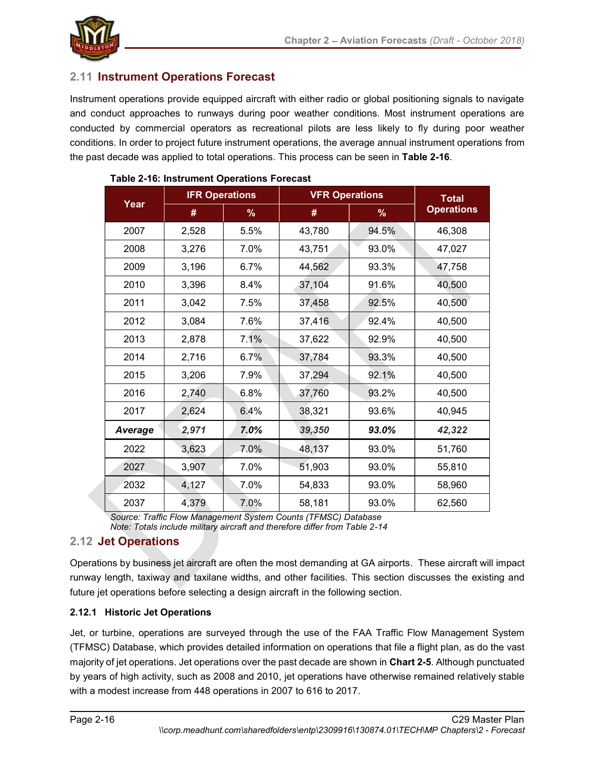## 2.11 Instrument Operations Forecast

Instrument operations provide equipped aircraft with either radio or global positioning signals to navigate and conduct approaches to runways during poor weather conditions. Most instrument operations are conducted by commercial operators as recreational pilots are less likely to fly during poor weather conditions. In order to project future instrument operations, the average annual instrument operations from the past decade was applied to total operations. This process can be seen in **Table 2-16**.

**Table 2-16: Instrument Operations Forecast**

| Year | IFR Operations | | VFR Operations | | Total Operations |
|---|---|---|---|---|---|
| | # | % | # | % | |
| 2007 | 2,528 | 5.5% | 43,780 | 94.5% | 46,308 |
| 2008 | 3,276 | 7.0% | 43,751 | 93.0% | 47,027 |
| 2009 | 3,196 | 6.7% | 44,562 | 93.3% | 47,758 |
| 2010 | 3,396 | 8.4% | 37,104 | 91.6% | 40,500 |
| 2011 | 3,042 | 7.5% | 37,458 | 92.5% | 40,500 |
| 2012 | 3,084 | 7.6% | 37,416 | 92.4% | 40,500 |
| 2013 | 2,878 | 7.1% | 37,622 | 92.9% | 40,500 |
| 2014 | 2,716 | 6.7% | 37,784 | 93.3% | 40,500 |
| 2015 | 3,206 | 7.9% | 37,294 | 92.1% | 40,500 |
| 2016 | 2,740 | 6.8% | 37,760 | 93.2% | 40,500 |
| 2017 | 2,624 | 6.4% | 38,321 | 93.6% | 40,945 |
| ***Average*** | ***2,971*** | ***7.0%*** | ***39,350*** | ***93.0%*** | ***42,322*** |
| 2022 | 3,623 | 7.0% | 48,137 | 93.0% | 51,760 |
| 2027 | 3,907 | 7.0% | 51,903 | 93.0% | 55,810 |
| 2032 | 4,127 | 7.0% | 54,833 | 93.0% | 58,960 |
| 2037 | 4,379 | 7.0% | 58,181 | 93.0% | 62,560 |

*Source: Traffic Flow Management System Counts (TFMSC) Database*
*Note: Totals include military aircraft and therefore differ from Table 2-14*

## 2.12 Jet Operations

Operations by business jet aircraft are often the most demanding at GA airports. These aircraft will impact runway length, taxiway and taxilane widths, and other facilities. This section discusses the existing and future jet operations before selecting a design aircraft in the following section.

### 2.12.1 Historic Jet Operations

Jet, or turbine, operations are surveyed through the use of the FAA Traffic Flow Management System (TFMSC) Database, which provides detailed information on operations that file a flight plan, as do the vast majority of jet operations. Jet operations over the past decade are shown in **Chart 2-5**. Although punctuated by years of high activity, such as 2008 and 2010, jet operations have otherwise remained relatively stable with a modest increase from 448 operations in 2007 to 616 to 2017.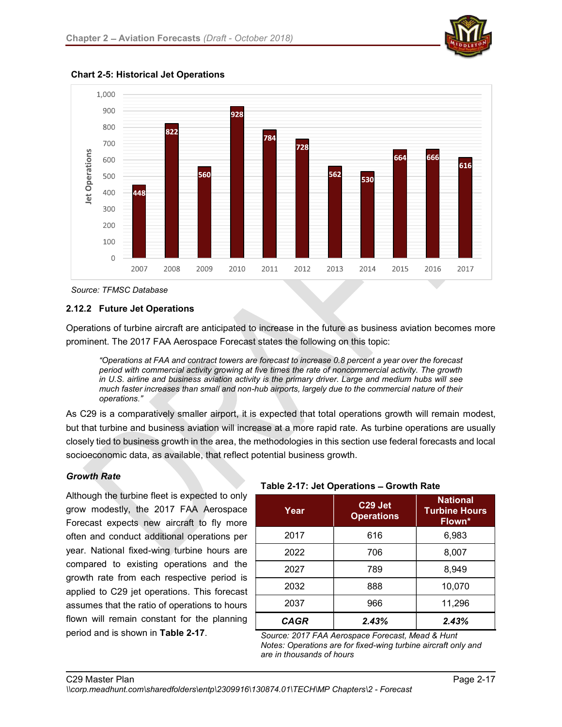**Chart 2-5: Historical Jet Operations**

| Year | Jet Operations |
|---|---|
| 2007 | 448 |
| 2008 | 822 |
| 2009 | 560 |
| 2010 | 928 |
| 2011 | 784 |
| 2012 | 728 |
| 2013 | 562 |
| 2014 | 530 |
| 2015 | 664 |
| 2016 | 666 |
| 2017 | 616 |

*Source: TFMSC Database*

### 2.12.2 Future Jet Operations

Operations of turbine aircraft are anticipated to increase in the future as business aviation becomes more prominent. The 2017 FAA Aerospace Forecast states the following on this topic:

> *"Operations at FAA and contract towers are forecast to increase 0.8 percent a year over the forecast period with commercial activity growing at five times the rate of noncommercial activity. The growth in U.S. airline and business aviation activity is the primary driver. Large and medium hubs will see much faster increases than small and non-hub airports, largely due to the commercial nature of their operations."*

As C29 is a comparatively smaller airport, it is expected that total operations growth will remain modest, but that turbine and business aviation will increase at a more rapid rate. As turbine operations are usually closely tied to business growth in the area, the methodologies in this section use federal forecasts and local socioeconomic data, as available, that reflect potential business growth.

***Growth Rate***

Although the turbine fleet is expected to only grow modestly, the 2017 FAA Aerospace Forecast expects new aircraft to fly more often and conduct additional operations per year. National fixed-wing turbine hours are compared to existing operations and the growth rate from each respective period is applied to C29 jet operations. This forecast assumes that the ratio of operations to hours flown will remain constant for the planning period and is shown in **Table 2-17**.

**Table 2-17: Jet Operations – Growth Rate**

| Year | C29 Jet Operations | National Turbine Hours Flown* |
|---|---|---|
| 2017 | 616 | 6,983 |
| 2022 | 706 | 8,007 |
| 2027 | 789 | 8,949 |
| 2032 | 888 | 10,070 |
| 2037 | 966 | 11,296 |
| ***CAGR*** | ***2.43%*** | ***2.43%*** |

*Source: 2017 FAA Aerospace Forecast, Mead & Hunt*
*Notes: Operations are for fixed-wing turbine aircraft only and are in thousands of hours*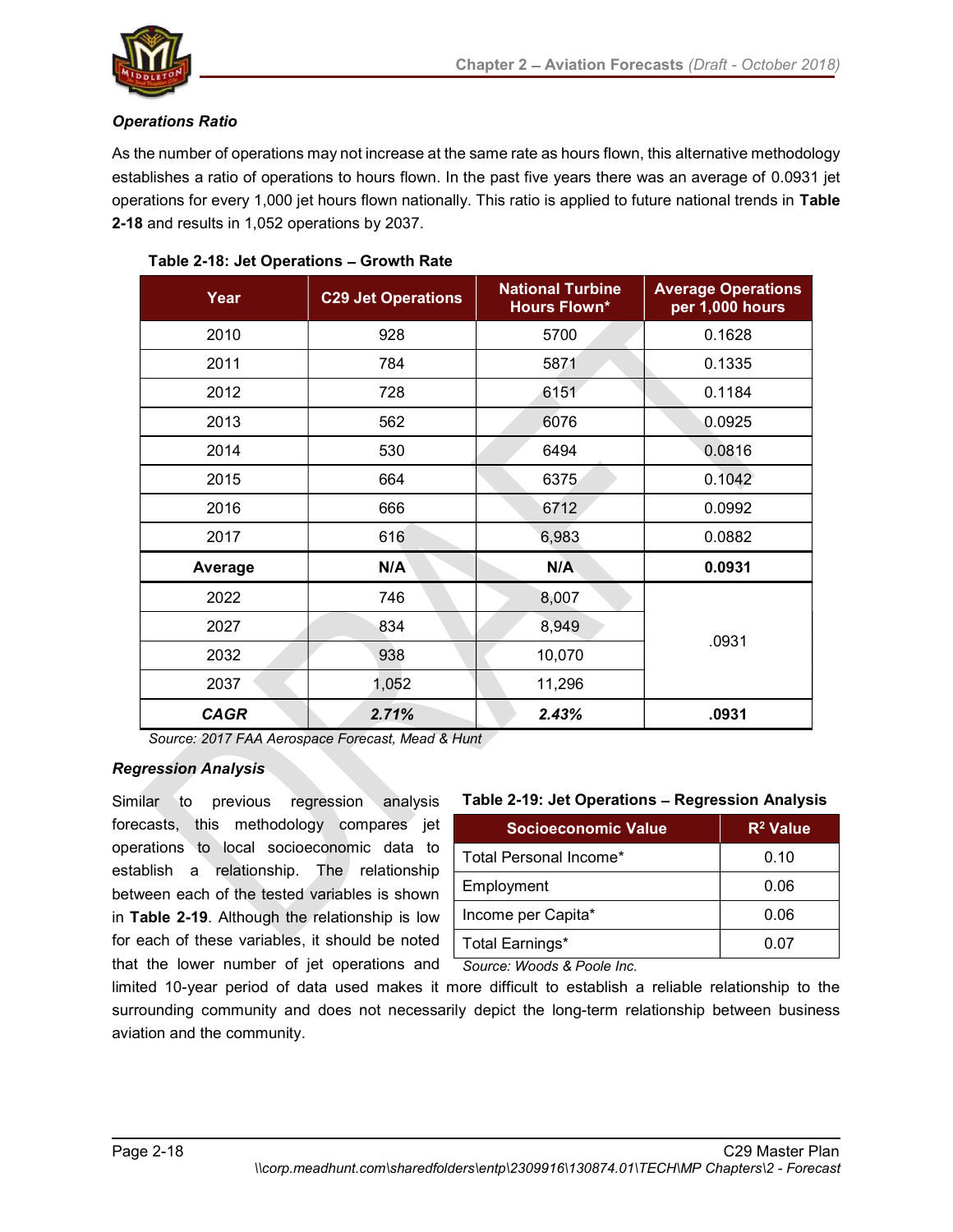### *Operations Ratio*

As the number of operations may not increase at the same rate as hours flown, this alternative methodology establishes a ratio of operations to hours flown. In the past five years there was an average of 0.0931 jet operations for every 1,000 jet hours flown nationally. This ratio is applied to future national trends in **Table 2-18** and results in 1,052 operations by 2037.

**Table 2-18: Jet Operations – Growth Rate**

| Year | C29 Jet Operations | National Turbine Hours Flown* | Average Operations per 1,000 hours |
|---|---|---|---|
| 2010 | 928 | 5700 | 0.1628 |
| 2011 | 784 | 5871 | 0.1335 |
| 2012 | 728 | 6151 | 0.1184 |
| 2013 | 562 | 6076 | 0.0925 |
| 2014 | 530 | 6494 | 0.0816 |
| 2015 | 664 | 6375 | 0.1042 |
| 2016 | 666 | 6712 | 0.0992 |
| 2017 | 616 | 6,983 | 0.0882 |
| **Average** | **N/A** | **N/A** | **0.0931** |
| 2022 | 746 | 8,007 | .0931 |
| 2027 | 834 | 8,949 | |
| 2032 | 938 | 10,070 | |
| 2037 | 1,052 | 11,296 | |
| ***CAGR*** | ***2.71%*** | ***2.43%*** | **.0931** |

*Source: 2017 FAA Aerospace Forecast, Mead & Hunt*

### *Regression Analysis*

Similar to previous regression analysis forecasts, this methodology compares jet operations to local socioeconomic data to establish a relationship. The relationship between each of the tested variables is shown in **Table 2-19**. Although the relationship is low for each of these variables, it should be noted that the lower number of jet operations and limited 10-year period of data used makes it more difficult to establish a reliable relationship to the surrounding community and does not necessarily depict the long-term relationship between business aviation and the community.

**Table 2-19: Jet Operations – Regression Analysis**

| Socioeconomic Value | $R^2$ Value |
|---|---|
| Total Personal Income* | 0.10 |
| Employment | 0.06 |
| Income per Capita* | 0.06 |
| Total Earnings* | 0.07 |

*Source: Woods & Poole Inc.*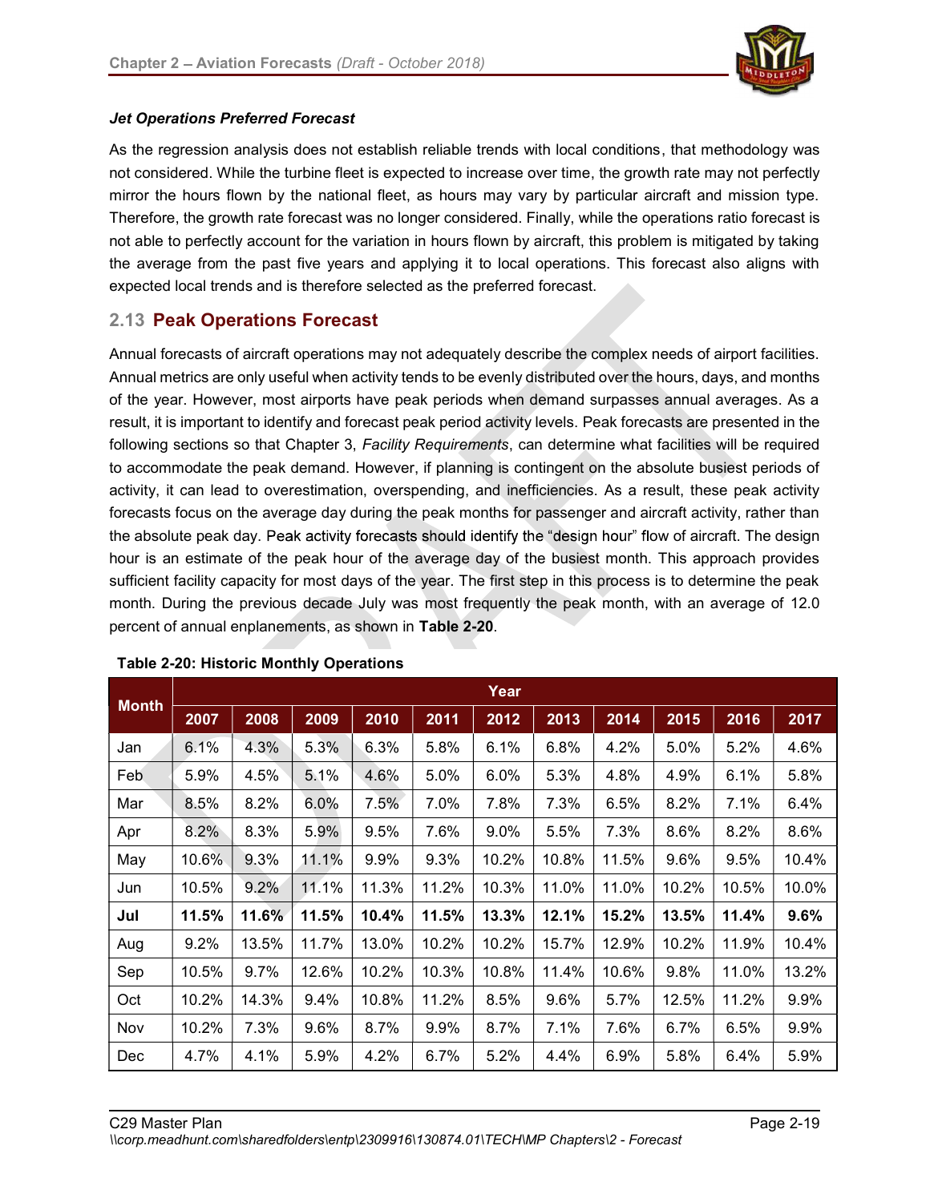### *Jet Operations Preferred Forecast*

As the regression analysis does not establish reliable trends with local conditions, that methodology was not considered. While the turbine fleet is expected to increase over time, the growth rate may not perfectly mirror the hours flown by the national fleet, as hours may vary by particular aircraft and mission type. Therefore, the growth rate forecast was no longer considered. Finally, while the operations ratio forecast is not able to perfectly account for the variation in hours flown by aircraft, this problem is mitigated by taking the average from the past five years and applying it to local operations. This forecast also aligns with expected local trends and is therefore selected as the preferred forecast.

## 2.13 Peak Operations Forecast

Annual forecasts of aircraft operations may not adequately describe the complex needs of airport facilities. Annual metrics are only useful when activity tends to be evenly distributed over the hours, days, and months of the year. However, most airports have peak periods when demand surpasses annual averages. As a result, it is important to identify and forecast peak period activity levels. Peak forecasts are presented in the following sections so that Chapter 3, *Facility Requirements*, can determine what facilities will be required to accommodate the peak demand. However, if planning is contingent on the absolute busiest periods of activity, it can lead to overestimation, overspending, and inefficiencies. As a result, these peak activity forecasts focus on the average day during the peak months for passenger and aircraft activity, rather than the absolute peak day. Peak activity forecasts should identify the "design hour" flow of aircraft. The design hour is an estimate of the peak hour of the average day of the busiest month. This approach provides sufficient facility capacity for most days of the year. The first step in this process is to determine the peak month. During the previous decade July was most frequently the peak month, with an average of 12.0 percent of annual enplanements, as shown in **Table 2-20**.

**Table 2-20: Historic Monthly Operations**

| Month | Year | | | | | | | | | | |
|---|---|---|---|---|---|---|---|---|---|---|---|
| | 2007 | 2008 | 2009 | 2010 | 2011 | 2012 | 2013 | 2014 | 2015 | 2016 | 2017 |
| Jan | 6.1% | 4.3% | 5.3% | 6.3% | 5.8% | 6.1% | 6.8% | 4.2% | 5.0% | 5.2% | 4.6% |
| Feb | 5.9% | 4.5% | 5.1% | 4.6% | 5.0% | 6.0% | 5.3% | 4.8% | 4.9% | 6.1% | 5.8% |
| Mar | 8.5% | 8.2% | 6.0% | 7.5% | 7.0% | 7.8% | 7.3% | 6.5% | 8.2% | 7.1% | 6.4% |
| Apr | 8.2% | 8.3% | 5.9% | 9.5% | 7.6% | 9.0% | 5.5% | 7.3% | 8.6% | 8.2% | 8.6% |
| May | 10.6% | 9.3% | 11.1% | 9.9% | 9.3% | 10.2% | 10.8% | 11.5% | 9.6% | 9.5% | 10.4% |
| Jun | 10.5% | 9.2% | 11.1% | 11.3% | 11.2% | 10.3% | 11.0% | 11.0% | 10.2% | 10.5% | 10.0% |
| **Jul** | **11.5%** | **11.6%** | **11.5%** | **10.4%** | **11.5%** | **13.3%** | **12.1%** | **15.2%** | **13.5%** | **11.4%** | **9.6%** |
| Aug | 9.2% | 13.5% | 11.7% | 13.0% | 10.2% | 10.2% | 15.7% | 12.9% | 10.2% | 11.9% | 10.4% |
| Sep | 10.5% | 9.7% | 12.6% | 10.2% | 10.3% | 10.8% | 11.4% | 10.6% | 9.8% | 11.0% | 13.2% |
| Oct | 10.2% | 14.3% | 9.4% | 10.8% | 11.2% | 8.5% | 9.6% | 5.7% | 12.5% | 11.2% | 9.9% |
| Nov | 10.2% | 7.3% | 9.6% | 8.7% | 9.9% | 8.7% | 7.1% | 7.6% | 6.7% | 6.5% | 9.9% |
| Dec | 4.7% | 4.1% | 5.9% | 4.2% | 6.7% | 5.2% | 4.4% | 6.9% | 5.8% | 6.4% | 5.9% |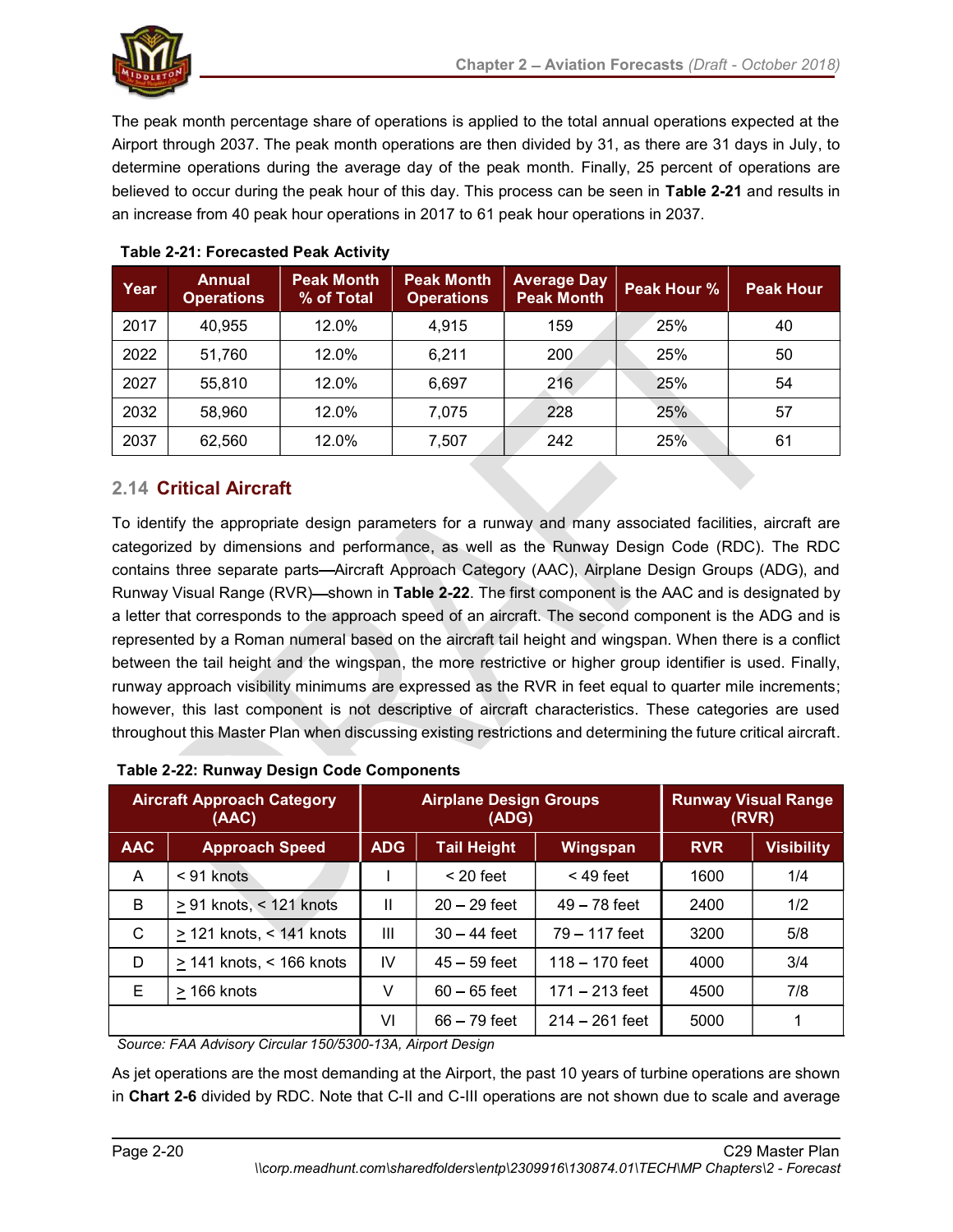The peak month percentage share of operations is applied to the total annual operations expected at the Airport through 2037. The peak month operations are then divided by 31, as there are 31 days in July, to determine operations during the average day of the peak month. Finally, 25 percent of operations are believed to occur during the peak hour of this day. This process can be seen in **Table 2-21** and results in an increase from 40 peak hour operations in 2017 to 61 peak hour operations in 2037.

**Table 2-21: Forecasted Peak Activity**

| Year | Annual Operations | Peak Month % of Total | Peak Month Operations | Average Day Peak Month | Peak Hour % | Peak Hour |
|---|---|---|---|---|---|---|
| 2017 | 40,955 | 12.0% | 4,915 | 159 | 25% | 40 |
| 2022 | 51,760 | 12.0% | 6,211 | 200 | 25% | 50 |
| 2027 | 55,810 | 12.0% | 6,697 | 216 | 25% | 54 |
| 2032 | 58,960 | 12.0% | 7,075 | 228 | 25% | 57 |
| 2037 | 62,560 | 12.0% | 7,507 | 242 | 25% | 61 |

## 2.14 Critical Aircraft

To identify the appropriate design parameters for a runway and many associated facilities, aircraft are categorized by dimensions and performance, as well as the Runway Design Code (RDC). The RDC contains three separate parts—Aircraft Approach Category (AAC), Airplane Design Groups (ADG), and Runway Visual Range (RVR)—shown in **Table 2-22**. The first component is the AAC and is designated by a letter that corresponds to the approach speed of an aircraft. The second component is the ADG and is represented by a Roman numeral based on the aircraft tail height and wingspan. When there is a conflict between the tail height and the wingspan, the more restrictive or higher group identifier is used. Finally, runway approach visibility minimums are expressed as the RVR in feet equal to quarter mile increments; however, this last component is not descriptive of aircraft characteristics. These categories are used throughout this Master Plan when discussing existing restrictions and determining the future critical aircraft.

**Table 2-22: Runway Design Code Components**

| Aircraft Approach Category (AAC) | | Airplane Design Groups (ADG) | | | Runway Visual Range (RVR) | |
|---|---|---|---|---|---|---|
| **AAC** | **Approach Speed** | **ADG** | **Tail Height** | **Wingspan** | **RVR** | **Visibility** |
| A | < 91 knots | I | < 20 feet | < 49 feet | 1600 | 1/4 |
| B | ≥ 91 knots, < 121 knots | II | 20 – 29 feet | 49 – 78 feet | 2400 | 1/2 |
| C | ≥ 121 knots, < 141 knots | III | 30 – 44 feet | 79 – 117 feet | 3200 | 5/8 |
| D | ≥ 141 knots, < 166 knots | IV | 45 – 59 feet | 118 – 170 feet | 4000 | 3/4 |
| E | ≥ 166 knots | V | 60 – 65 feet | 171 – 213 feet | 4500 | 7/8 |
| | | VI | 66 – 79 feet | 214 – 261 feet | 5000 | 1 |

*Source: FAA Advisory Circular 150/5300-13A, Airport Design*

As jet operations are the most demanding at the Airport, the past 10 years of turbine operations are shown in **Chart 2-6** divided by RDC. Note that C-II and C-III operations are not shown due to scale and average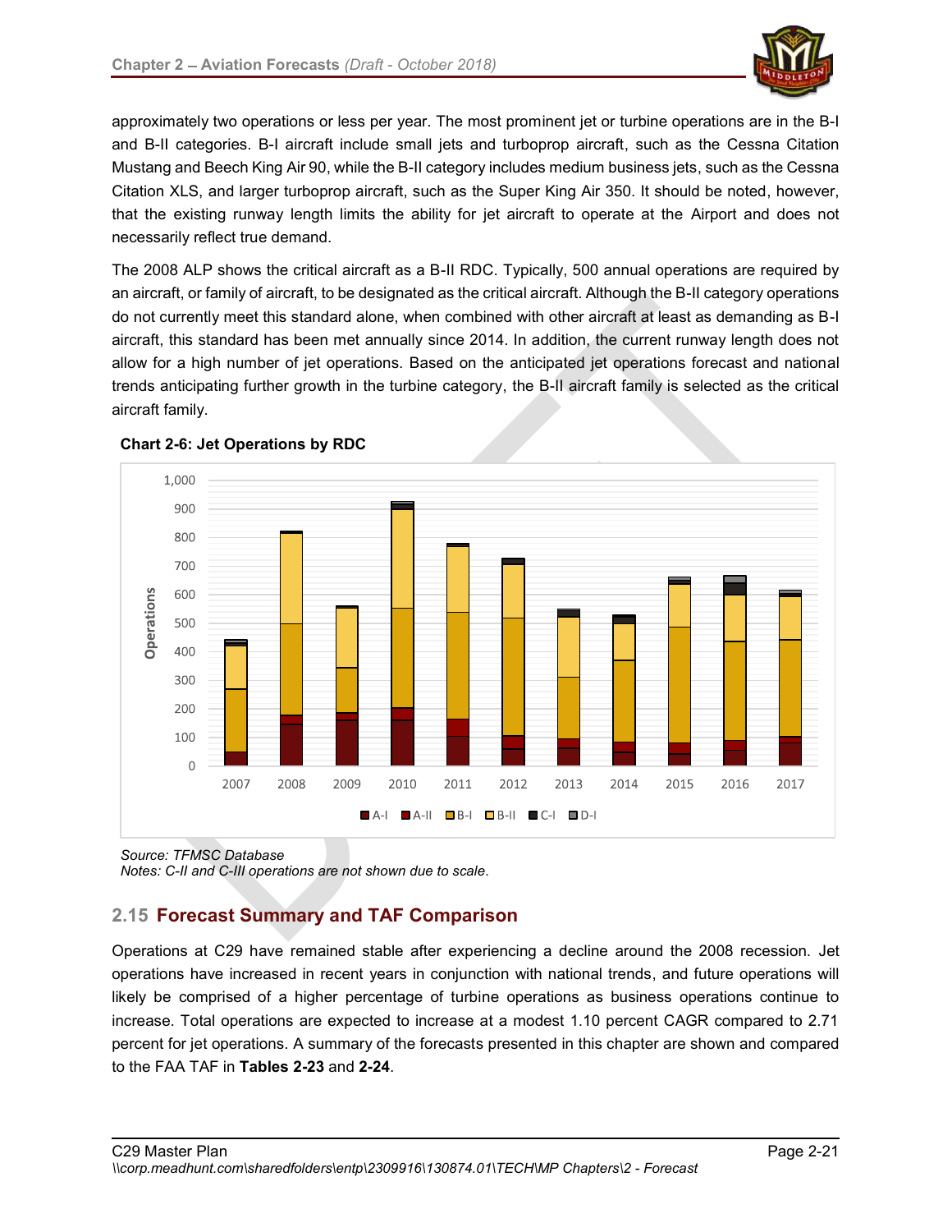approximately two operations or less per year. The most prominent jet or turbine operations are in the B-I and B-II categories. B-I aircraft include small jets and turboprop aircraft, such as the Cessna Citation Mustang and Beech King Air 90, while the B-II category includes medium business jets, such as the Cessna Citation XLS, and larger turboprop aircraft, such as the Super King Air 350. It should be noted, however, that the existing runway length limits the ability for jet aircraft to operate at the Airport and does not necessarily reflect true demand.

The 2008 ALP shows the critical aircraft as a B-II RDC. Typically, 500 annual operations are required by an aircraft, or family of aircraft, to be designated as the critical aircraft. Although the B-II category operations do not currently meet this standard alone, when combined with other aircraft at least as demanding as B-I aircraft, this standard has been met annually since 2014. In addition, the current runway length does not allow for a high number of jet operations. Based on the anticipated jet operations forecast and national trends anticipating further growth in the turbine category, the B-II aircraft family is selected as the critical aircraft family.

**Chart 2-6: Jet Operations by RDC**

*Source: TFMSC Database*
*Notes: C-II and C-III operations are not shown due to scale.*

## 2.15 Forecast Summary and TAF Comparison

Operations at C29 have remained stable after experiencing a decline around the 2008 recession. Jet operations have increased in recent years in conjunction with national trends, and future operations will likely be comprised of a higher percentage of turbine operations as business operations continue to increase. Total operations are expected to increase at a modest 1.10 percent CAGR compared to 2.71 percent for jet operations. A summary of the forecasts presented in this chapter are shown and compared to the FAA TAF in **Tables 2-23** and **2-24**.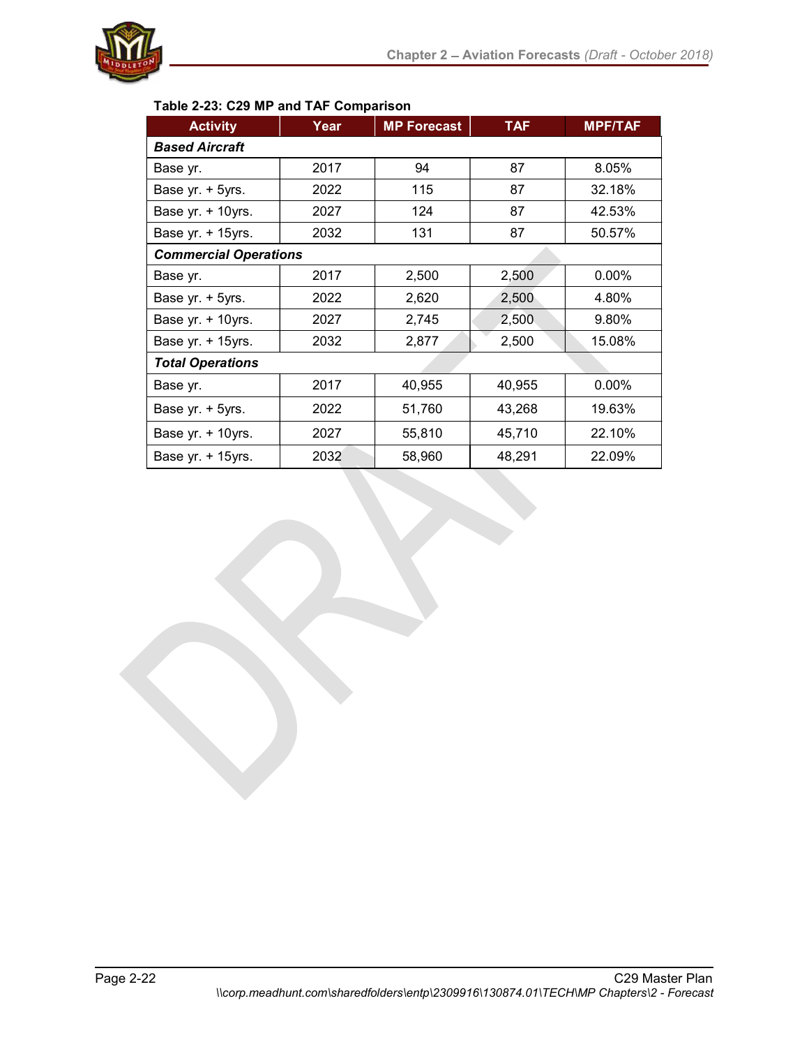**Table 2-23: C29 MP and TAF Comparison**

| Activity | Year | MP Forecast | TAF | MPF/TAF |
|---|---|---|---|---|
| ***Based Aircraft*** | | | | |
| Base yr. | 2017 | 94 | 87 | 8.05% |
| Base yr. + 5yrs. | 2022 | 115 | 87 | 32.18% |
| Base yr. + 10yrs. | 2027 | 124 | 87 | 42.53% |
| Base yr. + 15yrs. | 2032 | 131 | 87 | 50.57% |
| ***Commercial Operations*** | | | | |
| Base yr. | 2017 | 2,500 | 2,500 | 0.00% |
| Base yr. + 5yrs. | 2022 | 2,620 | 2,500 | 4.80% |
| Base yr. + 10yrs. | 2027 | 2,745 | 2,500 | 9.80% |
| Base yr. + 15yrs. | 2032 | 2,877 | 2,500 | 15.08% |
| ***Total Operations*** | | | | |
| Base yr. | 2017 | 40,955 | 40,955 | 0.00% |
| Base yr. + 5yrs. | 2022 | 51,760 | 43,268 | 19.63% |
| Base yr. + 10yrs. | 2027 | 55,810 | 45,710 | 22.10% |
| Base yr. + 15yrs. | 2032 | 58,960 | 48,291 | 22.09% |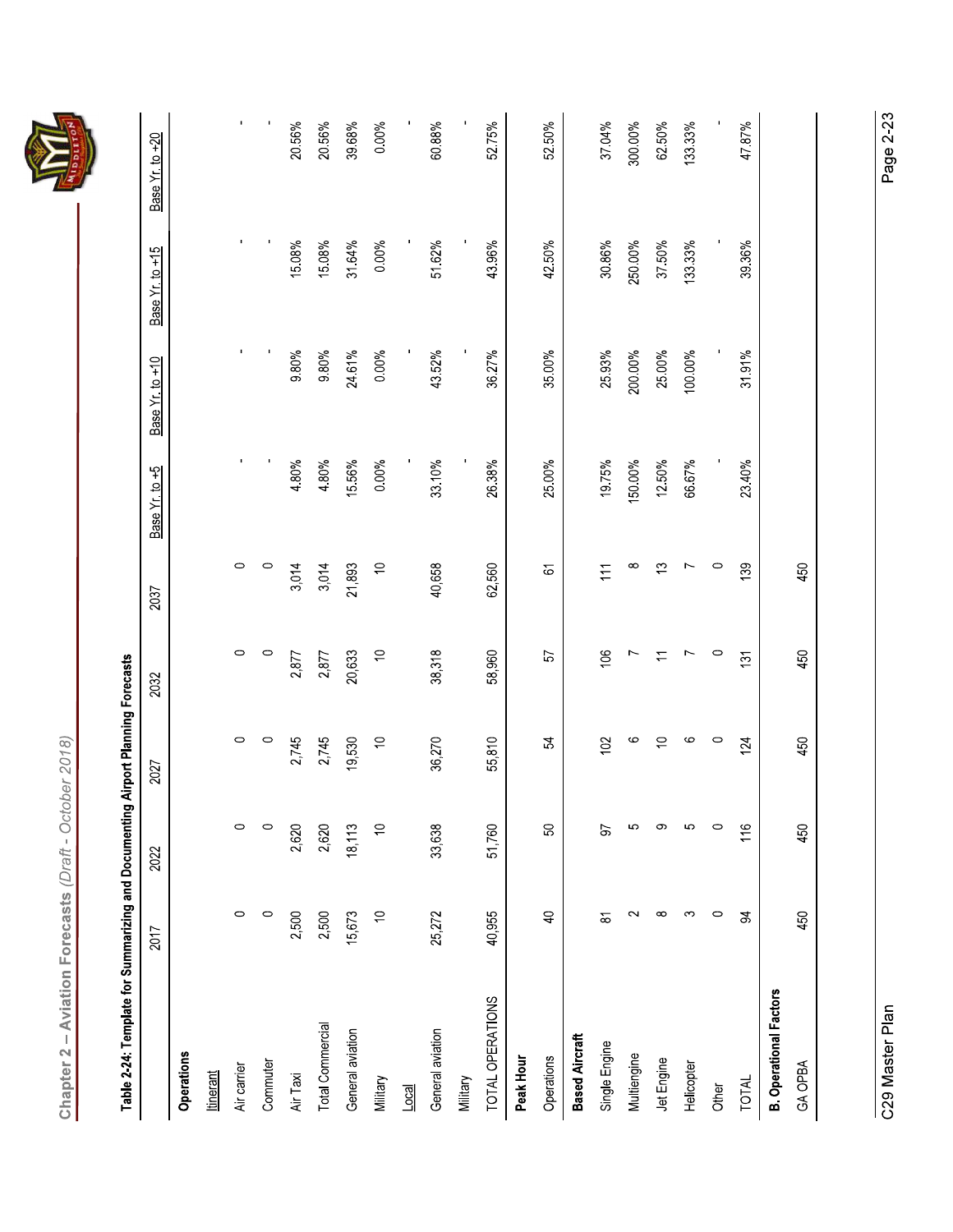**Table 2-24: Template for Summarizing and Documenting Airport Planning Forecasts**

| | 2017 | 2022 | 2027 | 2032 | 2037 | Base Yr. to +5 | Base Yr. to +10 | Base Yr. to +15 | Base Yr. to +20 |
|---|---|---|---|---|---|---|---|---|---|
| **Operations** | | | | | | | | | |
| Itinerant | | | | | | | | | |
| Air carrier | 0 | 0 | 0 | 0 | 0 | - | - | - | - |
| Commuter | 0 | 0 | 0 | 0 | 0 | - | - | - | - |
| Air Taxi | 2,500 | 2,620 | 2,745 | 2,877 | 3,014 | 4.80% | 9.80% | 15.08% | 20.56% |
| Total Commercial | 2,500 | 2,620 | 2,745 | 2,877 | 3,014 | 4.80% | 9.80% | 15.08% | 20.56% |
| General aviation | 15,673 | 18,113 | 19,530 | 20,633 | 21,893 | 15.56% | 24.61% | 31.64% | 39.68% |
| Military | 10 | 10 | 10 | 10 | 10 | 0.00% | 0.00% | 0.00% | 0.00% |
| Local | | | | | | - | - | - | - |
| General aviation | 25,272 | 33,638 | 36,270 | 38,318 | 40,658 | 33.10% | 43.52% | 51.62% | 60.88% |
| Military | | | | | | - | - | - | - |
| TOTAL OPERATIONS | 40,955 | 51,760 | 55,810 | 58,960 | 62,560 | 26.38% | 36.27% | 43.96% | 52.75% |
| **Peak Hour** | | | | | | | | | |
| Operations | 40 | 50 | 54 | 57 | 61 | 25.00% | 35.00% | 42.50% | 52.50% |
| **Based Aircraft** | | | | | | | | | |
| Single Engine | 81 | 97 | 102 | 106 | 111 | 19.75% | 25.93% | 30.86% | 37.04% |
| Multiengine | 2 | 5 | 6 | 7 | 8 | 150.00% | 200.00% | 250.00% | 300.00% |
| Jet Engine | 8 | 9 | 10 | 11 | 13 | 12.50% | 25.00% | 37.50% | 62.50% |
| Helicopter | 3 | 5 | 6 | 7 | 7 | 66.67% | 100.00% | 133.33% | 133.33% |
| Other | 0 | 0 | 0 | 0 | 0 | - | - | - | - |
| TOTAL | 94 | 116 | 124 | 131 | 139 | 23.40% | 31.91% | 39.36% | 47.87% |
| **B. Operational Factors** | | | | | | | | | |
| GA OPBA | 450 | 450 | 450 | 450 | 450 | | | | |